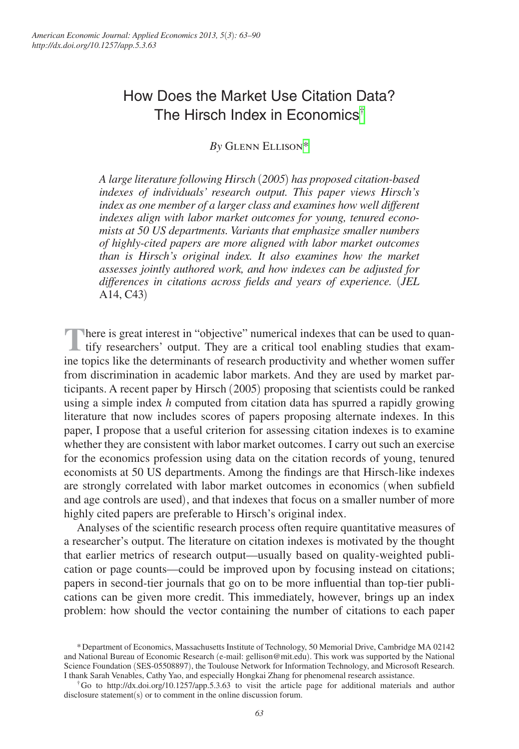# How Does the Market Use Citation Data? The Hirsch Index in Economics[†]

*By* Glenn Ellison[*]

*A large literature following Hirsch (2005) has proposed citation-based indexes of individuals' research output. This paper views Hirsch's index as one member of a larger class and examines how well different indexes align with labor market outcomes for young, tenured economists at 50 US departments. Variants that emphasize smaller numbers of highly-cited papers are more aligned with labor market outcomes than is Hirsch's original index. It also examines how the market assesses jointly authored work, and how indexes can be adjusted for differences in citations across fields and years of experience.* (*JEL* A14, C43)

There is great interest in "objective" numerical indexes that can be used to quantify researchers' output. They are a critical tool enabling studies that examine topics like the determinants of research productivity and whether women suffer from discrimination in academic labor markets. And they are used by market participants. A recent paper by Hirsch (2005) proposing that scientists could be ranked using a simple index *h* computed from citation data has spurred a rapidly growing literature that now includes scores of papers proposing alternate indexes. In this paper, I propose that a useful criterion for assessing citation indexes is to examine whether they are consistent with labor market outcomes. I carry out such an exercise for the economics profession using data on the citation records of young, tenured economists at 50 US departments. Among the findings are that Hirsch-like indexes are strongly correlated with labor market outcomes in economics (when subfield and age controls are used), and that indexes that focus on a smaller number of more highly cited papers are preferable to Hirsch's original index.

Analyses of the scientific research process often require quantitative measures of a researcher's output. The literature on citation indexes is motivated by the thought that earlier metrics of research output—usually based on quality-weighted publication or page counts—could be improved upon by focusing instead on citations; papers in second-tier journals that go on to be more influential than top-tier publications can be given more credit. This immediately, however, brings up an index problem: how should the vector containing the number of citations to each paper

---

[*] Department of Economics, Massachusetts Institute of Technology, 50 Memorial Drive, Cambridge MA 02142 and National Bureau of Economic Research (e-mail: gellison@mit.edu). This work was supported by the National Science Foundation (SES-05508897), the Toulouse Network for Information Technology, and Microsoft Research. I thank Sarah Venables, Cathy Yao, and especially Hongkai Zhang for phenomenal research assistance.

[†] Go to http://dx.doi.org/10.1257/app.5.3.63 to visit the article page for additional materials and author disclosure statement(s) or to comment in the online discussion forum.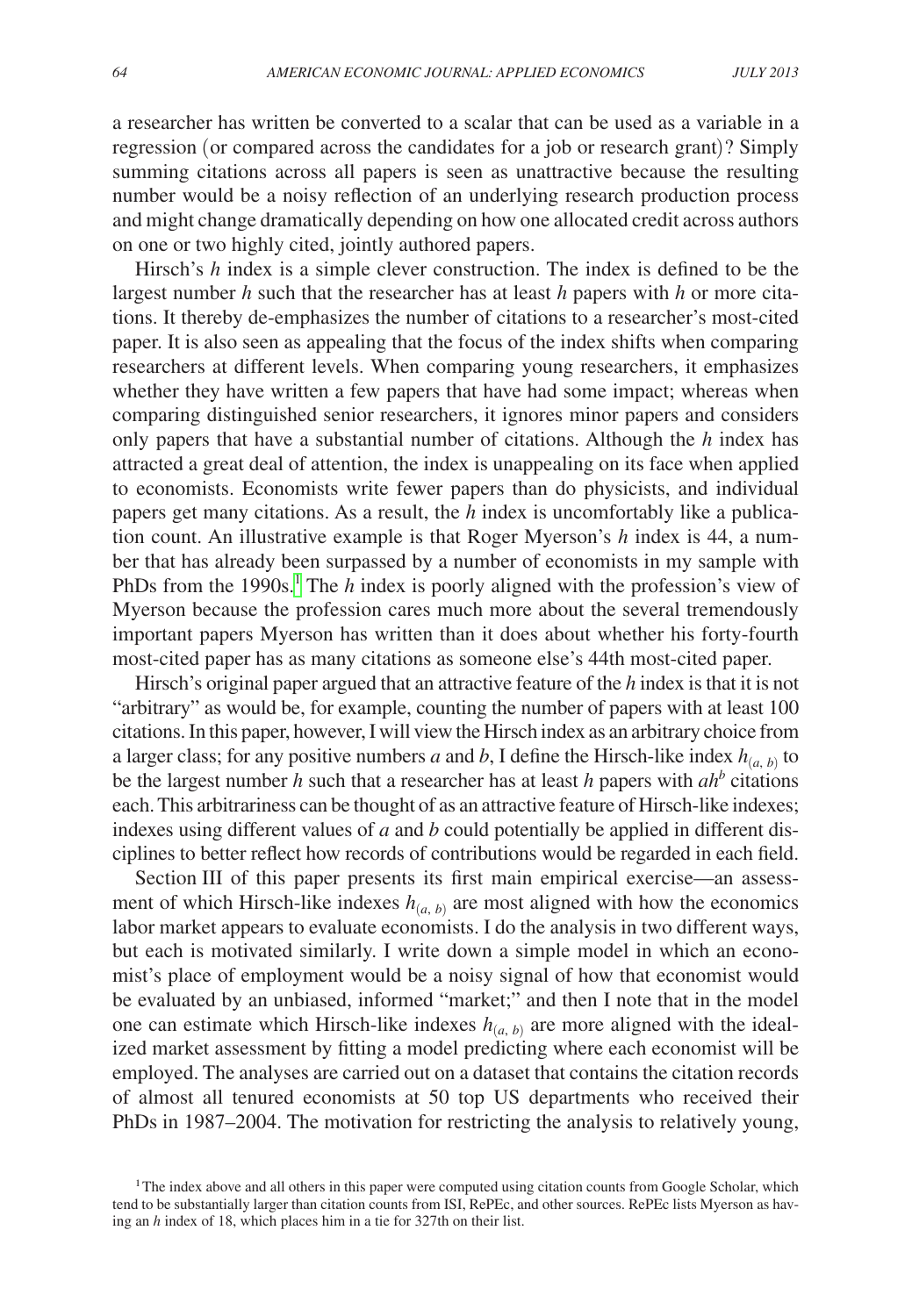a researcher has written be converted to a scalar that can be used as a variable in a regression (or compared across the candidates for a job or research grant)? Simply summing citations across all papers is seen as unattractive because the resulting number would be a noisy reflection of an underlying research production process and might change dramatically depending on how one allocated credit across authors on one or two highly cited, jointly authored papers.

Hirsch's $h$ index is a simple clever construction. The index is defined to be the largest number $h$ such that the researcher has at least $h$ papers with $h$ or more citations. It thereby de-emphasizes the number of citations to a researcher's most-cited paper. It is also seen as appealing that the focus of the index shifts when comparing researchers at different levels. When comparing young researchers, it emphasizes whether they have written a few papers that have had some impact; whereas when comparing distinguished senior researchers, it ignores minor papers and considers only papers that have a substantial number of citations. Although the $h$ index has attracted a great deal of attention, the index is unappealing on its face when applied to economists. Economists write fewer papers than do physicists, and individual papers get many citations. As a result, the $h$ index is uncomfortably like a publication count. An illustrative example is that Roger Myerson's $h$ index is 44, a number that has already been surpassed by a number of economists in my sample with PhDs from the 1990s.[1] The $h$ index is poorly aligned with the profession's view of Myerson because the profession cares much more about the several tremendously important papers Myerson has written than it does about whether his forty-fourth most-cited paper has as many citations as someone else's 44th most-cited paper.

Hirsch's original paper argued that an attractive feature of the $h$ index is that it is not "arbitrary" as would be, for example, counting the number of papers with at least 100 citations. In this paper, however, I will view the Hirsch index as an arbitrary choice from a larger class; for any positive numbers $a$ and $b$, I define the Hirsch-like index $h_{(a,\, b)}$ to be the largest number $h$ such that a researcher has at least $h$ papers with $ah^b$ citations each. This arbitrariness can be thought of as an attractive feature of Hirsch-like indexes; indexes using different values of $a$ and $b$ could potentially be applied in different disciplines to better reflect how records of contributions would be regarded in each field.

Section III of this paper presents its first main empirical exercise—an assessment of which Hirsch-like indexes $h_{(a,\, b)}$ are most aligned with how the economics labor market appears to evaluate economists. I do the analysis in two different ways, but each is motivated similarly. I write down a simple model in which an economist's place of employment would be a noisy signal of how that economist would be evaluated by an unbiased, informed "market;" and then I note that in the model one can estimate which Hirsch-like indexes $h_{(a,\, b)}$ are more aligned with the idealized market assessment by fitting a model predicting where each economist will be employed. The analyses are carried out on a dataset that contains the citation records of almost all tenured economists at 50 top US departments who received their PhDs in 1987–2004. The motivation for restricting the analysis to relatively young,

[1] The index above and all others in this paper were computed using citation counts from Google Scholar, which tend to be substantially larger than citation counts from ISI, RePEc, and other sources. RePEc lists Myerson as having an $h$ index of 18, which places him in a tie for 327th on their list.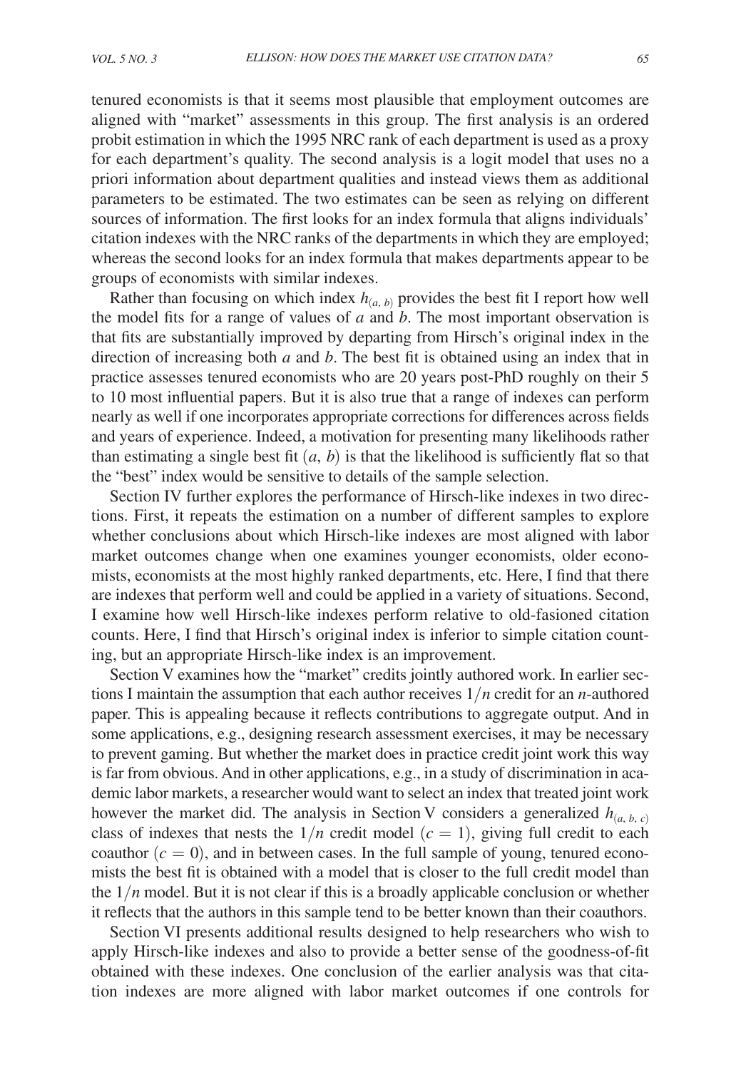tenured economists is that it seems most plausible that employment outcomes are aligned with "market" assessments in this group. The first analysis is an ordered probit estimation in which the 1995 NRC rank of each department is used as a proxy for each department's quality. The second analysis is a logit model that uses no a priori information about department qualities and instead views them as additional parameters to be estimated. The two estimates can be seen as relying on different sources of information. The first looks for an index formula that aligns individuals' citation indexes with the NRC ranks of the departments in which they are employed; whereas the second looks for an index formula that makes departments appear to be groups of economists with similar indexes.

Rather than focusing on which index $h_{(a,\,b)}$ provides the best fit I report how well the model fits for a range of values of $a$ and $b$. The most important observation is that fits are substantially improved by departing from Hirsch's original index in the direction of increasing both $a$ and $b$. The best fit is obtained using an index that in practice assesses tenured economists who are 20 years post-PhD roughly on their 5 to 10 most influential papers. But it is also true that a range of indexes can perform nearly as well if one incorporates appropriate corrections for differences across fields and years of experience. Indeed, a motivation for presenting many likelihoods rather than estimating a single best fit $(a, b)$ is that the likelihood is sufficiently flat so that the "best" index would be sensitive to details of the sample selection.

Section IV further explores the performance of Hirsch-like indexes in two directions. First, it repeats the estimation on a number of different samples to explore whether conclusions about which Hirsch-like indexes are most aligned with labor market outcomes change when one examines younger economists, older economists, economists at the most highly ranked departments, etc. Here, I find that there are indexes that perform well and could be applied in a variety of situations. Second, I examine how well Hirsch-like indexes perform relative to old-fasioned citation counts. Here, I find that Hirsch's original index is inferior to simple citation counting, but an appropriate Hirsch-like index is an improvement.

Section V examines how the "market" credits jointly authored work. In earlier sections I maintain the assumption that each author receives $1/n$ credit for an $n$-authored paper. This is appealing because it reflects contributions to aggregate output. And in some applications, e.g., designing research assessment exercises, it may be necessary to prevent gaming. But whether the market does in practice credit joint work this way is far from obvious. And in other applications, e.g., in a study of discrimination in academic labor markets, a researcher would want to select an index that treated joint work however the market did. The analysis in Section V considers a generalized $h_{(a,\,b,\,c)}$ class of indexes that nests the $1/n$ credit model $(c = 1)$, giving full credit to each coauthor $(c = 0)$, and in between cases. In the full sample of young, tenured economists the best fit is obtained with a model that is closer to the full credit model than the $1/n$ model. But it is not clear if this is a broadly applicable conclusion or whether it reflects that the authors in this sample tend to be better known than their coauthors.

Section VI presents additional results designed to help researchers who wish to apply Hirsch-like indexes and also to provide a better sense of the goodness-of-fit obtained with these indexes. One conclusion of the earlier analysis was that citation indexes are more aligned with labor market outcomes if one controls for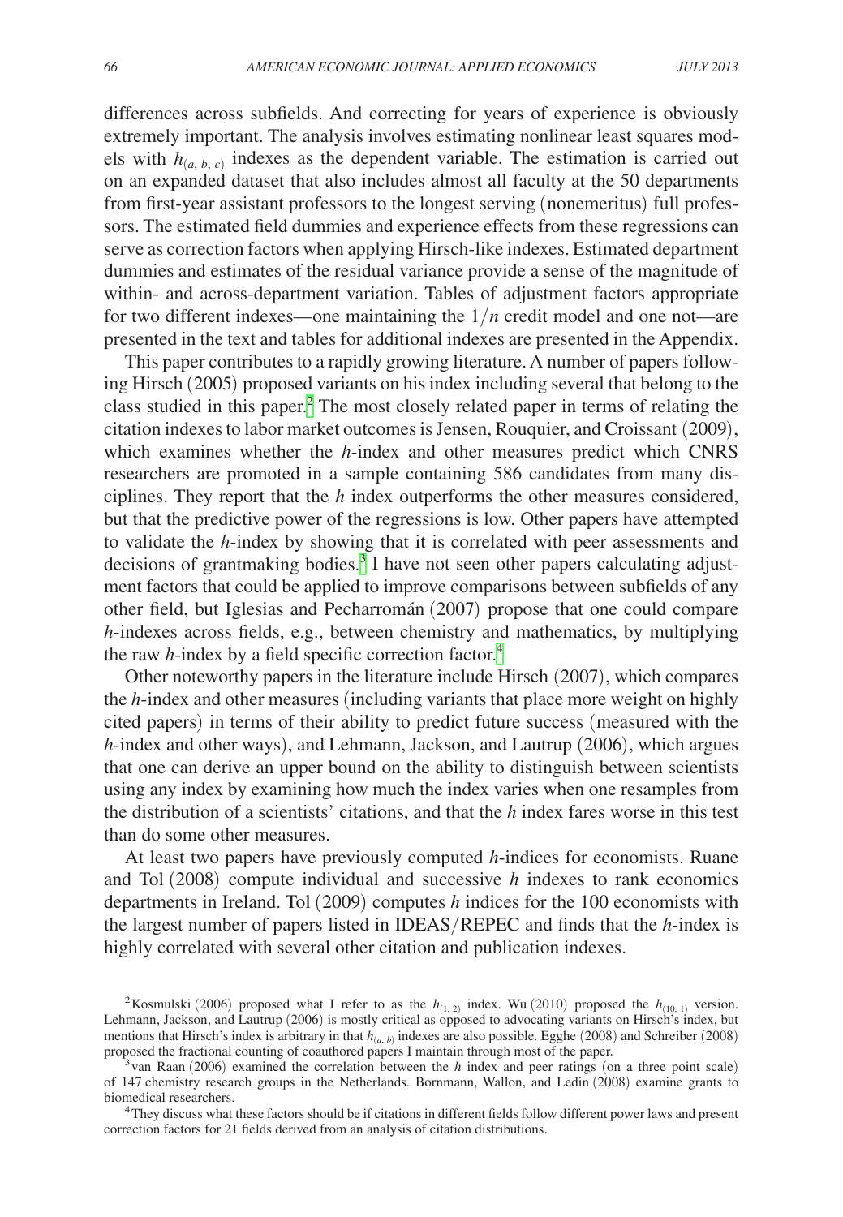differences across subfields. And correcting for years of experience is obviously extremely important. The analysis involves estimating nonlinear least squares models with $h_{(a,\, b,\, c)}$ indexes as the dependent variable. The estimation is carried out on an expanded dataset that also includes almost all faculty at the 50 departments from first-year assistant professors to the longest serving (nonemeritus) full professors. The estimated field dummies and experience effects from these regressions can serve as correction factors when applying Hirsch-like indexes. Estimated department dummies and estimates of the residual variance provide a sense of the magnitude of within- and across-department variation. Tables of adjustment factors appropriate for two different indexes—one maintaining the $1/n$ credit model and one not—are presented in the text and tables for additional indexes are presented in the Appendix.

This paper contributes to a rapidly growing literature. A number of papers following Hirsch (2005) proposed variants on his index including several that belong to the class studied in this paper.[2] The most closely related paper in terms of relating the citation indexes to labor market outcomes is Jensen, Rouquier, and Croissant (2009), which examines whether the *h*-index and other measures predict which CNRS researchers are promoted in a sample containing 586 candidates from many disciplines. They report that the *h* index outperforms the other measures considered, but that the predictive power of the regressions is low. Other papers have attempted to validate the *h*-index by showing that it is correlated with peer assessments and decisions of grantmaking bodies.[3] I have not seen other papers calculating adjustment factors that could be applied to improve comparisons between subfields of any other field, but Iglesias and Pecharromán (2007) propose that one could compare *h*-indexes across fields, e.g., between chemistry and mathematics, by multiplying the raw *h*-index by a field specific correction factor.[4]

Other noteworthy papers in the literature include Hirsch (2007), which compares the *h*-index and other measures (including variants that place more weight on highly cited papers) in terms of their ability to predict future success (measured with the *h*-index and other ways), and Lehmann, Jackson, and Lautrup (2006), which argues that one can derive an upper bound on the ability to distinguish between scientists using any index by examining how much the index varies when one resamples from the distribution of a scientists' citations, and that the *h* index fares worse in this test than do some other measures.

At least two papers have previously computed *h*-indices for economists. Ruane and Tol (2008) compute individual and successive *h* indexes to rank economics departments in Ireland. Tol (2009) computes *h* indices for the 100 economists with the largest number of papers listed in IDEAS/REPEC and finds that the *h*-index is highly correlated with several other citation and publication indexes.

[2] Kosmulski (2006) proposed what I refer to as the $h_{(1,\, 2)}$ index. Wu (2010) proposed the $h_{(10,\, 1)}$ version. Lehmann, Jackson, and Lautrup (2006) is mostly critical as opposed to advocating variants on Hirsch's index, but mentions that Hirsch's index is arbitrary in that $h_{(a,\, b)}$ indexes are also possible. Egghe (2008) and Schreiber (2008) proposed the fractional counting of coauthored papers I maintain through most of the paper.

[3] van Raan (2006) examined the correlation between the *h* index and peer ratings (on a three point scale) of 147 chemistry research groups in the Netherlands. Bornmann, Wallon, and Ledin (2008) examine grants to biomedical researchers.

[4] They discuss what these factors should be if citations in different fields follow different power laws and present correction factors for 21 fields derived from an analysis of citation distributions.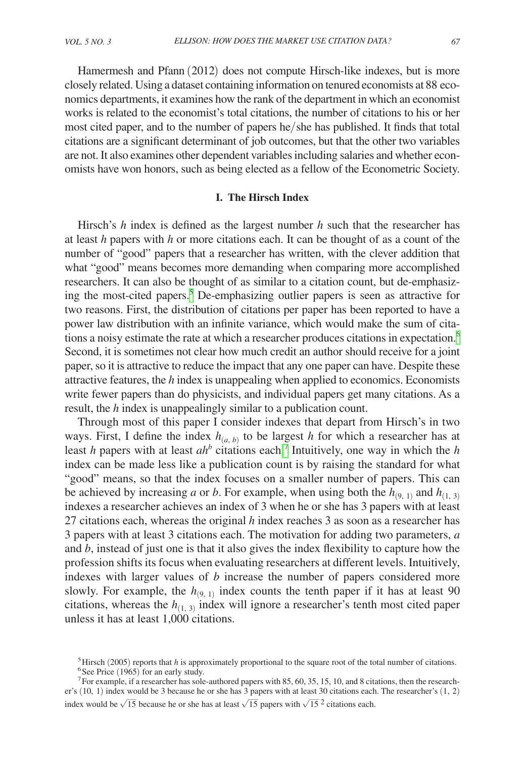Hamermesh and Pfann (2012) does not compute Hirsch-like indexes, but is more closely related. Using a dataset containing information on tenured economists at 88 economics departments, it examines how the rank of the department in which an economist works is related to the economist's total citations, the number of citations to his or her most cited paper, and to the number of papers he/she has published. It finds that total citations are a significant determinant of job outcomes, but that the other two variables are not. It also examines other dependent variables including salaries and whether economists have won honors, such as being elected as a fellow of the Econometric Society.

## I. The Hirsch Index

Hirsch's $h$ index is defined as the largest number $h$ such that the researcher has at least $h$ papers with $h$ or more citations each. It can be thought of as a count of the number of "good" papers that a researcher has written, with the clever addition that what "good" means becomes more demanding when comparing more accomplished researchers. It can also be thought of as similar to a citation count, but de-emphasizing the most-cited papers.[5] De-emphasizing outlier papers is seen as attractive for two reasons. First, the distribution of citations per paper has been reported to have a power law distribution with an infinite variance, which would make the sum of citations a noisy estimate the rate at which a researcher produces citations in expectation.[6] Second, it is sometimes not clear how much credit an author should receive for a joint paper, so it is attractive to reduce the impact that any one paper can have. Despite these attractive features, the $h$ index is unappealing when applied to economics. Economists write fewer papers than do physicists, and individual papers get many citations. As a result, the $h$ index is unappealingly similar to a publication count.

Through most of this paper I consider indexes that depart from Hirsch's in two ways. First, I define the index $h_{(a,b)}$ to be largest $h$ for which a researcher has at least $h$ papers with at least $ah^b$ citations each.[7] Intuitively, one way in which the $h$ index can be made less like a publication count is by raising the standard for what "good" means, so that the index focuses on a smaller number of papers. This can be achieved by increasing $a$ or $b$. For example, when using both the $h_{(9,1)}$ and $h_{(1,3)}$ indexes a researcher achieves an index of 3 when he or she has 3 papers with at least 27 citations each, whereas the original $h$ index reaches 3 as soon as a researcher has 3 papers with at least 3 citations each. The motivation for adding two parameters, $a$ and $b$, instead of just one is that it also gives the index flexibility to capture how the profession shifts its focus when evaluating researchers at different levels. Intuitively, indexes with larger values of $b$ increase the number of papers considered more slowly. For example, the $h_{(9,1)}$ index counts the tenth paper if it has at least 90 citations, whereas the $h_{(1,3)}$ index will ignore a researcher's tenth most cited paper unless it has at least 1,000 citations.

[5] Hirsch (2005) reports that $h$ is approximately proportional to the square root of the total number of citations.

[6] See Price (1965) for an early study.

[7] For example, if a researcher has sole-authored papers with 85, 60, 35, 15, 10, and 8 citations, then the researcher's (10, 1) index would be 3 because he or she has 3 papers with at least 30 citations each. The researcher's (1, 2) index would be $\sqrt{15}$ because he or she has at least $\sqrt{15}$ papers with $\sqrt{15}^{\,2}$ citations each.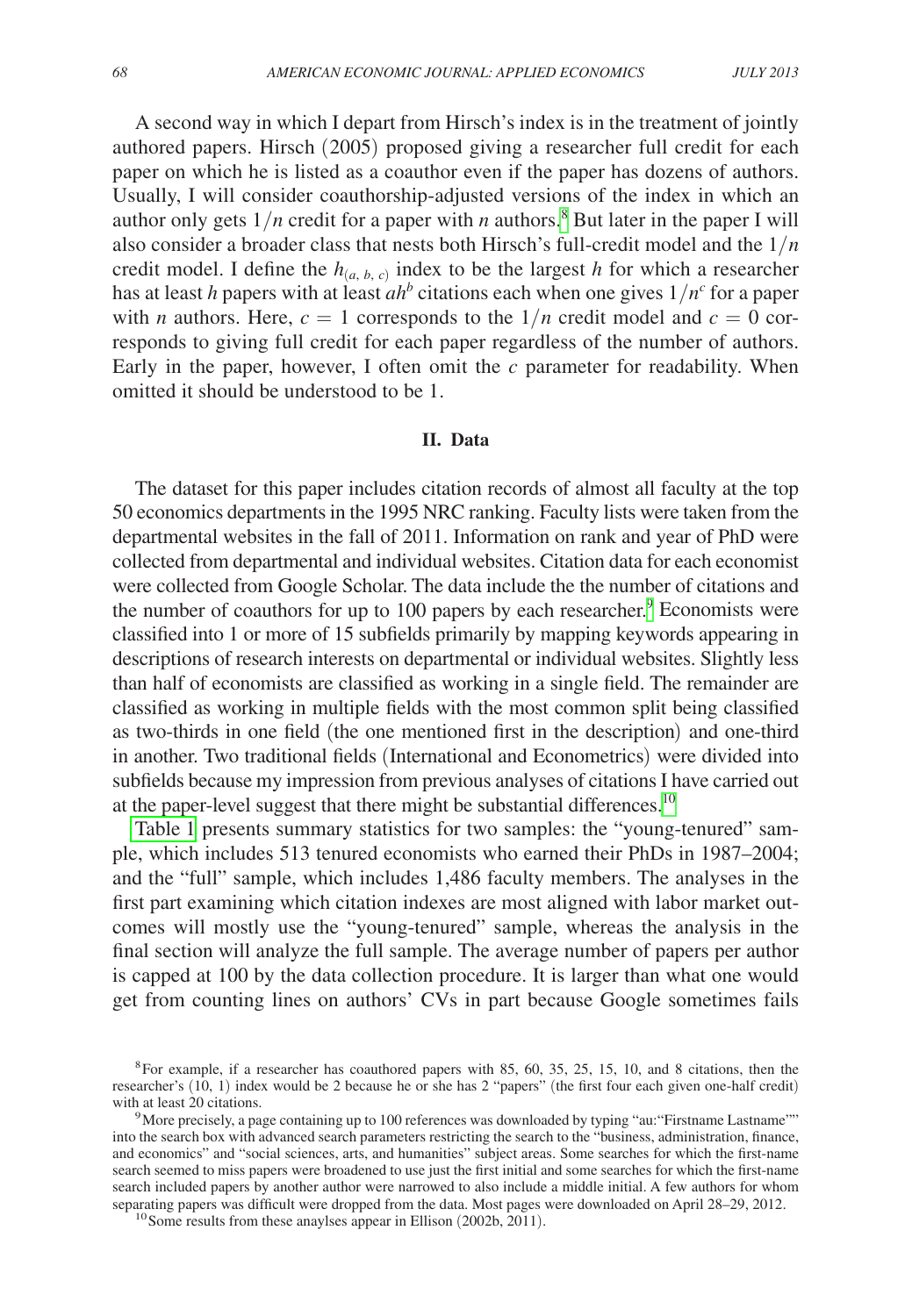A second way in which I depart from Hirsch's index is in the treatment of jointly authored papers. Hirsch (2005) proposed giving a researcher full credit for each paper on which he is listed as a coauthor even if the paper has dozens of authors. Usually, I will consider coauthorship-adjusted versions of the index in which an author only gets $1/n$ credit for a paper with $n$ authors.[8] But later in the paper I will also consider a broader class that nests both Hirsch's full-credit model and the $1/n$ credit model. I define the $h_{(a,\,b,\,c)}$ index to be the largest $h$ for which a researcher has at least $h$ papers with at least $ah^b$ citations each when one gives $1/n^c$ for a paper with $n$ authors. Here, $c = 1$ corresponds to the $1/n$ credit model and $c = 0$ corresponds to giving full credit for each paper regardless of the number of authors. Early in the paper, however, I often omit the $c$ parameter for readability. When omitted it should be understood to be 1.

## II. Data

The dataset for this paper includes citation records of almost all faculty at the top 50 economics departments in the 1995 NRC ranking. Faculty lists were taken from the departmental websites in the fall of 2011. Information on rank and year of PhD were collected from departmental and individual websites. Citation data for each economist were collected from Google Scholar. The data include the the number of citations and the number of coauthors for up to 100 papers by each researcher.[9] Economists were classified into 1 or more of 15 subfields primarily by mapping keywords appearing in descriptions of research interests on departmental or individual websites. Slightly less than half of economists are classified as working in a single field. The remainder are classified as working in multiple fields with the most common split being classified as two-thirds in one field (the one mentioned first in the description) and one-third in another. Two traditional fields (International and Econometrics) were divided into subfields because my impression from previous analyses of citations I have carried out at the paper-level suggest that there might be substantial differences.[10]

Table 1 presents summary statistics for two samples: the "young-tenured" sample, which includes 513 tenured economists who earned their PhDs in 1987–2004; and the "full" sample, which includes 1,486 faculty members. The analyses in the first part examining which citation indexes are most aligned with labor market outcomes will mostly use the "young-tenured" sample, whereas the analysis in the final section will analyze the full sample. The average number of papers per author is capped at 100 by the data collection procedure. It is larger than what one would get from counting lines on authors' CVs in part because Google sometimes fails

---

[8] For example, if a researcher has coauthored papers with 85, 60, 35, 25, 15, 10, and 8 citations, then the researcher's (10, 1) index would be 2 because he or she has 2 "papers" (the first four each given one-half credit) with at least 20 citations.

[9] More precisely, a page containing up to 100 references was downloaded by typing "au:"Firstname Lastname"" into the search box with advanced search parameters restricting the search to the "business, administration, finance, and economics" and "social sciences, arts, and humanities" subject areas. Some searches for which the first-name search seemed to miss papers were broadened to use just the first initial and some searches for which the first-name search included papers by another author were narrowed to also include a middle initial. A few authors for whom separating papers was difficult were dropped from the data. Most pages were downloaded on April 28–29, 2012.

[10] Some results from these anaylses appear in Ellison (2002b, 2011).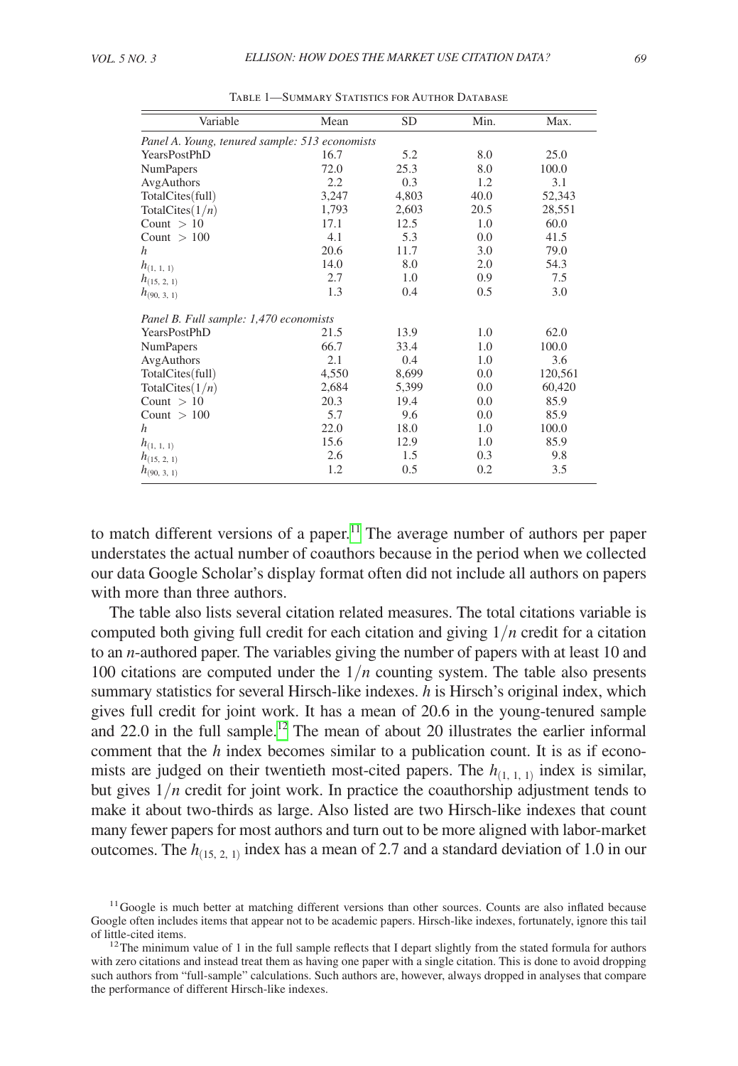Table 1—Summary Statistics for Author Database

| Variable | Mean | SD | Min. | Max. |
|---|---|---|---|---|
| *Panel A. Young, tenured sample: 513 economists* | | | | |
| YearsPostPhD | 16.7 | 5.2 | 8.0 | 25.0 |
| NumPapers | 72.0 | 25.3 | 8.0 | 100.0 |
| AvgAuthors | 2.2 | 0.3 | 1.2 | 3.1 |
| TotalCites(full) | 3,247 | 4,803 | 40.0 | 52,343 |
| TotalCites($1/n$) | 1,793 | 2,603 | 20.5 | 28,551 |
| Count $> 10$ | 17.1 | 12.5 | 1.0 | 60.0 |
| Count $> 100$ | 4.1 | 5.3 | 0.0 | 41.5 |
| $h$ | 20.6 | 11.7 | 3.0 | 79.0 |
| $h_{(1,1,1)}$ | 14.0 | 8.0 | 2.0 | 54.3 |
| $h_{(15,2,1)}$ | 2.7 | 1.0 | 0.9 | 7.5 |
| $h_{(90,3,1)}$ | 1.3 | 0.4 | 0.5 | 3.0 |
| *Panel B. Full sample: 1,470 economists* | | | | |
| YearsPostPhD | 21.5 | 13.9 | 1.0 | 62.0 |
| NumPapers | 66.7 | 33.4 | 1.0 | 100.0 |
| AvgAuthors | 2.1 | 0.4 | 1.0 | 3.6 |
| TotalCites(full) | 4,550 | 8,699 | 0.0 | 120,561 |
| TotalCites($1/n$) | 2,684 | 5,399 | 0.0 | 60,420 |
| Count $> 10$ | 20.3 | 19.4 | 0.0 | 85.9 |
| Count $> 100$ | 5.7 | 9.6 | 0.0 | 85.9 |
| $h$ | 22.0 | 18.0 | 1.0 | 100.0 |
| $h_{(1,1,1)}$ | 15.6 | 12.9 | 1.0 | 85.9 |
| $h_{(15,2,1)}$ | 2.6 | 1.5 | 0.3 | 9.8 |
| $h_{(90,3,1)}$ | 1.2 | 0.5 | 0.2 | 3.5 |

to match different versions of a paper.[11] The average number of authors per paper understates the actual number of coauthors because in the period when we collected our data Google Scholar's display format often did not include all authors on papers with more than three authors.

The table also lists several citation related measures. The total citations variable is computed both giving full credit for each citation and giving $1/n$ credit for a citation to an $n$-authored paper. The variables giving the number of papers with at least 10 and 100 citations are computed under the $1/n$ counting system. The table also presents summary statistics for several Hirsch-like indexes. $h$ is Hirsch's original index, which gives full credit for joint work. It has a mean of 20.6 in the young-tenured sample and 22.0 in the full sample.[12] The mean of about 20 illustrates the earlier informal comment that the $h$ index becomes similar to a publication count. It is as if economists are judged on their twentieth most-cited papers. The $h_{(1,1,1)}$ index is similar, but gives $1/n$ credit for joint work. In practice the coauthorship adjustment tends to make it about two-thirds as large. Also listed are two Hirsch-like indexes that count many fewer papers for most authors and turn out to be more aligned with labor-market outcomes. The $h_{(15,2,1)}$ index has a mean of 2.7 and a standard deviation of 1.0 in our

[11] Google is much better at matching different versions than other sources. Counts are also inflated because Google often includes items that appear not to be academic papers. Hirsch-like indexes, fortunately, ignore this tail of little-cited items.

[12] The minimum value of 1 in the full sample reflects that I depart slightly from the stated formula for authors with zero citations and instead treat them as having one paper with a single citation. This is done to avoid dropping such authors from "full-sample" calculations. Such authors are, however, always dropped in analyses that compare the performance of different Hirsch-like indexes.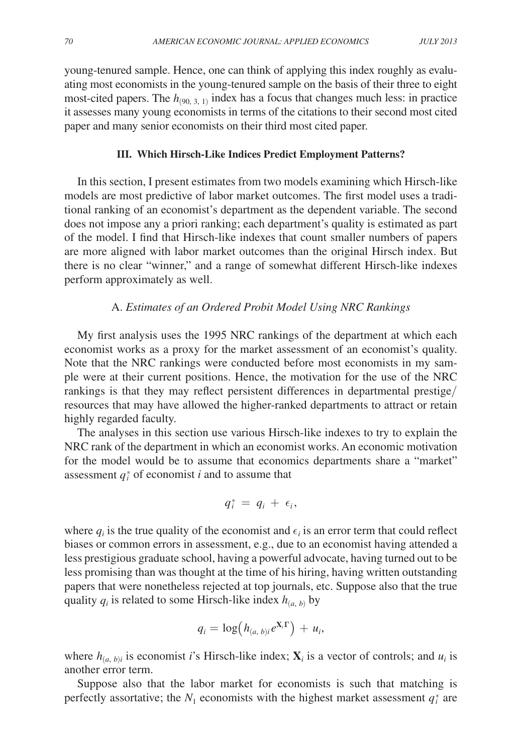young-tenured sample. Hence, one can think of applying this index roughly as evaluating most economists in the young-tenured sample on the basis of their three to eight most-cited papers. The $h_{(90,\,3,\,1)}$ index has a focus that changes much less: in practice it assesses many young economists in terms of the citations to their second most cited paper and many senior economists on their third most cited paper.

## III. Which Hirsch-Like Indices Predict Employment Patterns?

In this section, I present estimates from two models examining which Hirsch-like models are most predictive of labor market outcomes. The first model uses a traditional ranking of an economist's department as the dependent variable. The second does not impose any a priori ranking; each department's quality is estimated as part of the model. I find that Hirsch-like indexes that count smaller numbers of papers are more aligned with labor market outcomes than the original Hirsch index. But there is no clear "winner," and a range of somewhat different Hirsch-like indexes perform approximately as well.

### A. *Estimates of an Ordered Probit Model Using NRC Rankings*

My first analysis uses the 1995 NRC rankings of the department at which each economist works as a proxy for the market assessment of an economist's quality. Note that the NRC rankings were conducted before most economists in my sample were at their current positions. Hence, the motivation for the use of the NRC rankings is that they may reflect persistent differences in departmental prestige/resources that may have allowed the higher-ranked departments to attract or retain highly regarded faculty.

The analyses in this section use various Hirsch-like indexes to try to explain the NRC rank of the department in which an economist works. An economic motivation for the model would be to assume that economics departments share a "market" assessment $q_i^*$ of economist $i$ and to assume that

$$q_i^* = q_i + \epsilon_i,$$

where $q_i$ is the true quality of the economist and $\epsilon_i$ is an error term that could reflect biases or common errors in assessment, e.g., due to an economist having attended a less prestigious graduate school, having a powerful advocate, having turned out to be less promising than was thought at the time of his hiring, having written outstanding papers that were nonetheless rejected at top journals, etc. Suppose also that the true quality $q_i$ is related to some Hirsch-like index $h_{(a,\,b)}$ by

$$q_i = \log\left(h_{(a,\,b)i}\, e^{\mathbf{X}_i \boldsymbol{\Gamma}}\right) + u_i,$$

where $h_{(a,\,b)i}$ is economist $i$'s Hirsch-like index; $\mathbf{X}_i$ is a vector of controls; and $u_i$ is another error term.

Suppose also that the labor market for economists is such that matching is perfectly assortative; the $N_1$ economists with the highest market assessment $q_i^*$ are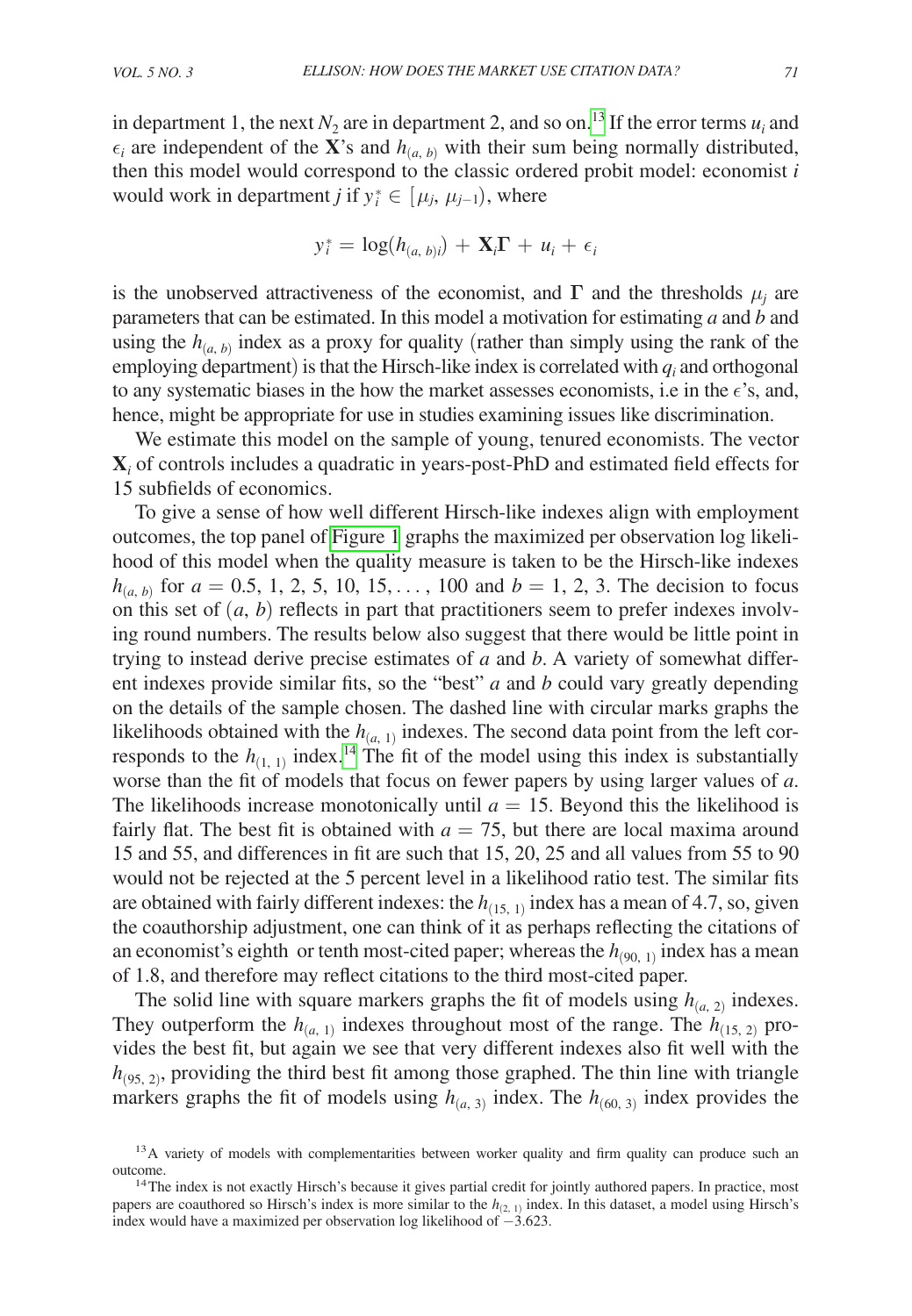in department 1, the next $N_2$ are in department 2, and so on.[13] If the error terms $u_i$ and $\epsilon_i$ are independent of the $\mathbf{X}$'s and $h_{(a,\,b)}$ with their sum being normally distributed, then this model would correspond to the classic ordered probit model: economist $i$ would work in department $j$ if $y_i^* \in [\mu_j, \mu_{j-1})$, where

$$y_i^* = \log(h_{(a,\,b)i}) + \mathbf{X}_i\mathbf{\Gamma} + u_i + \epsilon_i$$

is the unobserved attractiveness of the economist, and $\mathbf{\Gamma}$ and the thresholds $\mu_j$ are parameters that can be estimated. In this model a motivation for estimating $a$ and $b$ and using the $h_{(a,\,b)}$ index as a proxy for quality (rather than simply using the rank of the employing department) is that the Hirsch-like index is correlated with $q_i$ and orthogonal to any systematic biases in the how the market assesses economists, i.e in the $\epsilon$'s, and, hence, might be appropriate for use in studies examining issues like discrimination.

We estimate this model on the sample of young, tenured economists. The vector $\mathbf{X}_i$ of controls includes a quadratic in years-post-PhD and estimated field effects for 15 subfields of economics.

To give a sense of how well different Hirsch-like indexes align with employment outcomes, the top panel of Figure 1 graphs the maximized per observation log likelihood of this model when the quality measure is taken to be the Hirsch-like indexes $h_{(a,\,b)}$ for $a = 0.5, 1, 2, 5, 10, 15, \ldots, 100$ and $b = 1, 2, 3$. The decision to focus on this set of $(a, b)$ reflects in part that practitioners seem to prefer indexes involving round numbers. The results below also suggest that there would be little point in trying to instead derive precise estimates of $a$ and $b$. A variety of somewhat different indexes provide similar fits, so the "best" $a$ and $b$ could vary greatly depending on the details of the sample chosen. The dashed line with circular marks graphs the likelihoods obtained with the $h_{(a,\,1)}$ indexes. The second data point from the left corresponds to the $h_{(1,\,1)}$ index.[14] The fit of the model using this index is substantially worse than the fit of models that focus on fewer papers by using larger values of $a$. The likelihoods increase monotonically until $a = 15$. Beyond this the likelihood is fairly flat. The best fit is obtained with $a = 75$, but there are local maxima around 15 and 55, and differences in fit are such that 15, 20, 25 and all values from 55 to 90 would not be rejected at the 5 percent level in a likelihood ratio test. The similar fits are obtained with fairly different indexes: the $h_{(15,\,1)}$ index has a mean of 4.7, so, given the coauthorship adjustment, one can think of it as perhaps reflecting the citations of an economist's eighth or tenth most-cited paper; whereas the $h_{(90,\,1)}$ index has a mean of 1.8, and therefore may reflect citations to the third most-cited paper.

The solid line with square markers graphs the fit of models using $h_{(a,\,2)}$ indexes. They outperform the $h_{(a,\,1)}$ indexes throughout most of the range. The $h_{(15,\,2)}$ provides the best fit, but again we see that very different indexes also fit well with the $h_{(95,\,2)}$, providing the third best fit among those graphed. The thin line with triangle markers graphs the fit of models using $h_{(a,\,3)}$ index. The $h_{(60,\,3)}$ index provides the

[13] A variety of models with complementarities between worker quality and firm quality can produce such an outcome.

[14] The index is not exactly Hirsch's because it gives partial credit for jointly authored papers. In practice, most papers are coauthored so Hirsch's index is more similar to the $h_{(2,\,1)}$ index. In this dataset, a model using Hirsch's index would have a maximized per observation log likelihood of $-3.623$.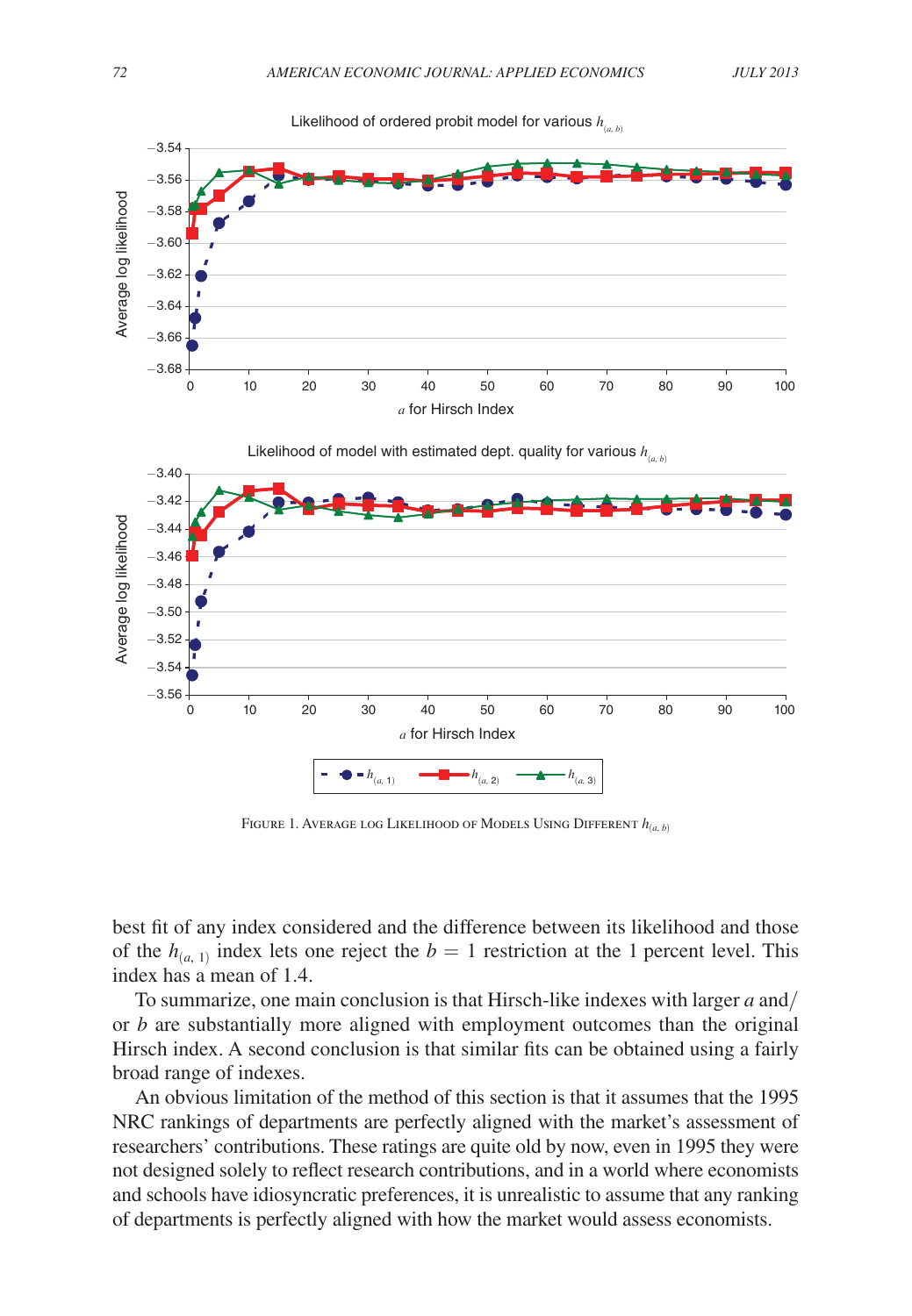Figure 1. Average log Likelihood of Models Using Different $h_{(a,b)}$

best fit of any index considered and the difference between its likelihood and those of the $h_{(a,1)}$ index lets one reject the $b = 1$ restriction at the 1 percent level. This index has a mean of 1.4.

To summarize, one main conclusion is that Hirsch-like indexes with larger $a$ and/or $b$ are substantially more aligned with employment outcomes than the original Hirsch index. A second conclusion is that similar fits can be obtained using a fairly broad range of indexes.

An obvious limitation of the method of this section is that it assumes that the 1995 NRC rankings of departments are perfectly aligned with the market's assessment of researchers' contributions. These ratings are quite old by now, even in 1995 they were not designed solely to reflect research contributions, and in a world where economists and schools have idiosyncratic preferences, it is unrealistic to assume that any ranking of departments is perfectly aligned with how the market would assess economists.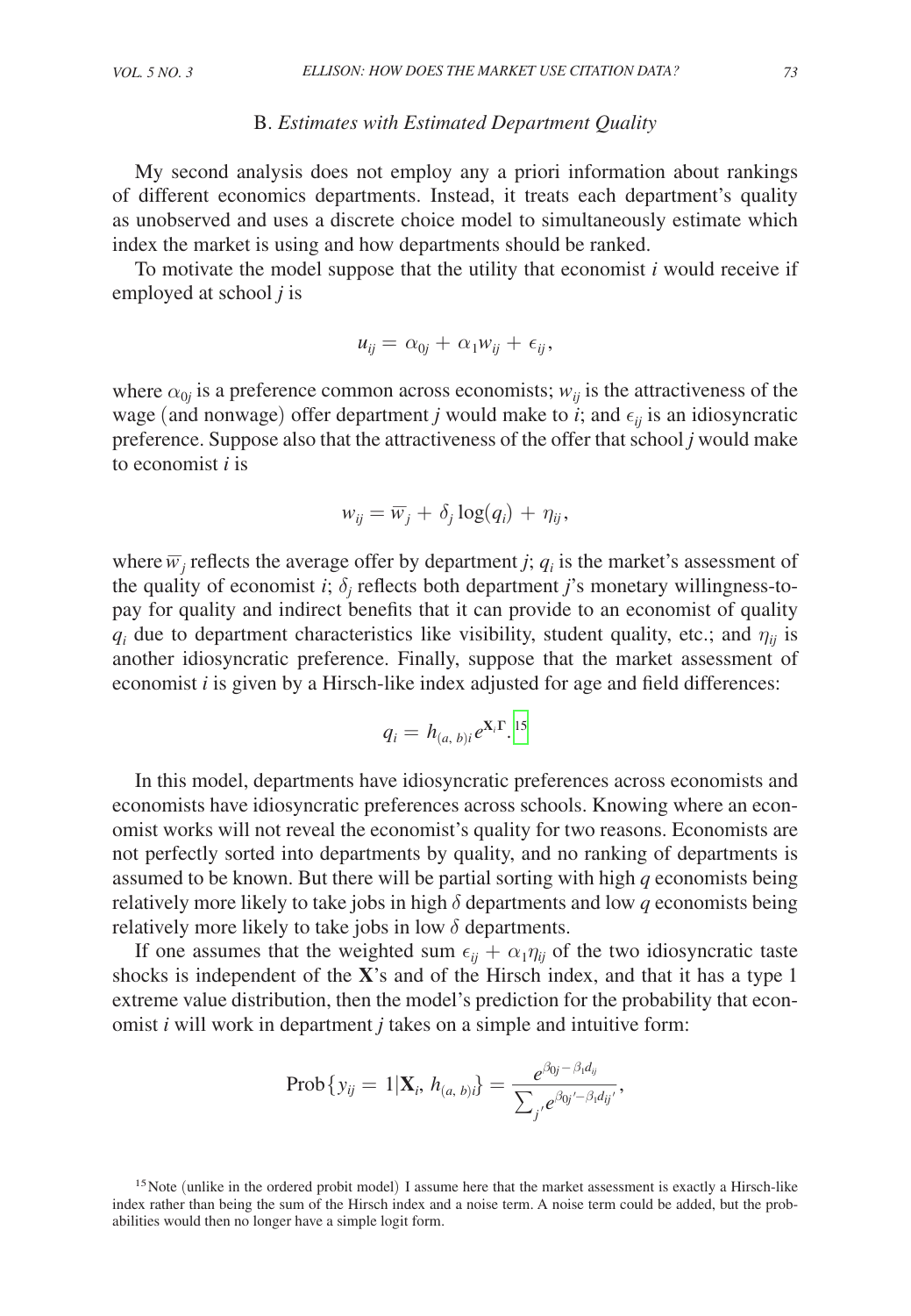### B. *Estimates with Estimated Department Quality*

My second analysis does not employ any a priori information about rankings of different economics departments. Instead, it treats each department's quality as unobserved and uses a discrete choice model to simultaneously estimate which index the market is using and how departments should be ranked.

To motivate the model suppose that the utility that economist $i$ would receive if employed at school $j$ is

$$u_{ij} = \alpha_{0j} + \alpha_1 w_{ij} + \epsilon_{ij},$$

where $\alpha_{0j}$ is a preference common across economists; $w_{ij}$ is the attractiveness of the wage (and nonwage) offer department $j$ would make to $i$; and $\epsilon_{ij}$ is an idiosyncratic preference. Suppose also that the attractiveness of the offer that school $j$ would make to economist $i$ is

$$w_{ij} = \overline{w}_j + \delta_j \log(q_i) + \eta_{ij},$$

where $\overline{w}_j$ reflects the average offer by department $j$; $q_i$ is the market's assessment of the quality of economist $i$; $\delta_j$ reflects both department $j$'s monetary willingness-to-pay for quality and indirect benefits that it can provide to an economist of quality $q_i$ due to department characteristics like visibility, student quality, etc.; and $\eta_{ij}$ is another idiosyncratic preference. Finally, suppose that the market assessment of economist $i$ is given by a Hirsch-like index adjusted for age and field differences:

$$q_i = h_{(a,\,b)i} e^{\mathbf{X}_i \Gamma}.$$[15]

In this model, departments have idiosyncratic preferences across economists and economists have idiosyncratic preferences across schools. Knowing where an economist works will not reveal the economist's quality for two reasons. Economists are not perfectly sorted into departments by quality, and no ranking of departments is assumed to be known. But there will be partial sorting with high $q$ economists being relatively more likely to take jobs in high $\delta$ departments and low $q$ economists being relatively more likely to take jobs in low $\delta$ departments.

If one assumes that the weighted sum $\epsilon_{ij} + \alpha_1 \eta_{ij}$ of the two idiosyncratic taste shocks is independent of the **X**'s and of the Hirsch index, and that it has a type 1 extreme value distribution, then the model's prediction for the probability that economist $i$ will work in department $j$ takes on a simple and intuitive form:

$$\text{Prob}\{y_{ij} = 1 | \mathbf{X}_i, h_{(a,\,b)i}\} = \frac{e^{\beta_{0j} - \beta_1 d_{ij}}}{\sum_{j'} e^{\beta_{0j'} - \beta_1 d_{ij'}}},$$

[15] Note (unlike in the ordered probit model) I assume here that the market assessment is exactly a Hirsch-like index rather than being the sum of the Hirsch index and a noise term. A noise term could be added, but the probabilities would then no longer have a simple logit form.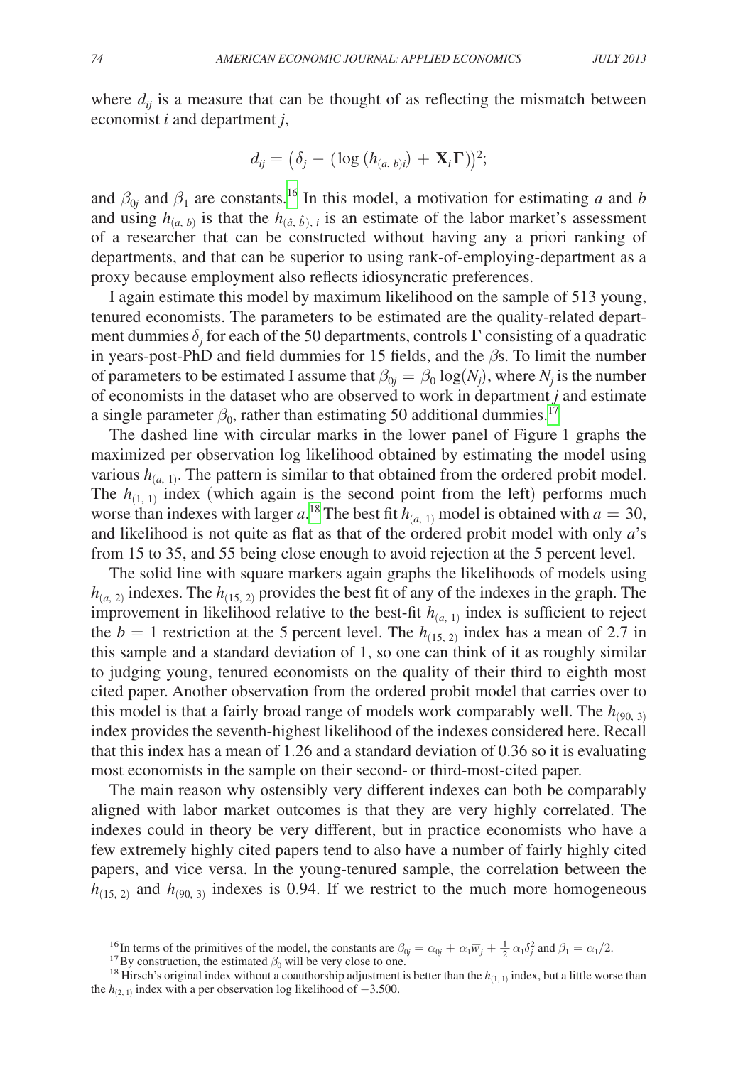where $d_{ij}$ is a measure that can be thought of as reflecting the mismatch between economist $i$ and department $j$,

$$d_{ij} = \left(\delta_j - (\log(h_{(a,\,b)i}) + \mathbf{X}_i\boldsymbol{\Gamma})\right)^2;$$

and $\beta_{0j}$ and $\beta_1$ are constants.[16] In this model, a motivation for estimating $a$ and $b$ and using $h_{(a,\,b)}$ is that the $h_{(\hat{a},\,\hat{b}),\,i}$ is an estimate of the labor market's assessment of a researcher that can be constructed without having any a priori ranking of departments, and that can be superior to using rank-of-employing-department as a proxy because employment also reflects idiosyncratic preferences.

I again estimate this model by maximum likelihood on the sample of 513 young, tenured economists. The parameters to be estimated are the quality-related department dummies $\delta_j$ for each of the 50 departments, controls $\boldsymbol{\Gamma}$ consisting of a quadratic in years-post-PhD and field dummies for 15 fields, and the $\beta$s. To limit the number of parameters to be estimated I assume that $\beta_{0j} = \beta_0 \log(N_j)$, where $N_j$ is the number of economists in the dataset who are observed to work in department $j$ and estimate a single parameter $\beta_0$, rather than estimating 50 additional dummies.[17]

The dashed line with circular marks in the lower panel of Figure 1 graphs the maximized per observation log likelihood obtained by estimating the model using various $h_{(a,\,1)}$. The pattern is similar to that obtained from the ordered probit model. The $h_{(1,\,1)}$ index (which again is the second point from the left) performs much worse than indexes with larger $a$.[18] The best fit $h_{(a,\,1)}$ model is obtained with $a = 30$, and likelihood is not quite as flat as that of the ordered probit model with only $a$'s from 15 to 35, and 55 being close enough to avoid rejection at the 5 percent level.

The solid line with square markers again graphs the likelihoods of models using $h_{(a,\,2)}$ indexes. The $h_{(15,\,2)}$ provides the best fit of any of the indexes in the graph. The improvement in likelihood relative to the best-fit $h_{(a,\,1)}$ index is sufficient to reject the $b = 1$ restriction at the 5 percent level. The $h_{(15,\,2)}$ index has a mean of 2.7 in this sample and a standard deviation of 1, so one can think of it as roughly similar to judging young, tenured economists on the quality of their third to eighth most cited paper. Another observation from the ordered probit model that carries over to this model is that a fairly broad range of models work comparably well. The $h_{(90,\,3)}$ index provides the seventh-highest likelihood of the indexes considered here. Recall that this index has a mean of 1.26 and a standard deviation of 0.36 so it is evaluating most economists in the sample on their second- or third-most-cited paper.

The main reason why ostensibly very different indexes can both be comparably aligned with labor market outcomes is that they are very highly correlated. The indexes could in theory be very different, but in practice economists who have a few extremely highly cited papers tend to also have a number of fairly highly cited papers, and vice versa. In the young-tenured sample, the correlation between the $h_{(15,\,2)}$ and $h_{(90,\,3)}$ indexes is 0.94. If we restrict to the much more homogeneous

[16] In terms of the primitives of the model, the constants are $\beta_{0j} = \alpha_{0j} + \alpha_1 \overline{w}_j + \frac{1}{2}\alpha_1 \delta_j^2$ and $\beta_1 = \alpha_1/2$.

[17] By construction, the estimated $\beta_0$ will be very close to one.

[18] Hirsch's original index without a coauthorship adjustment is better than the $h_{(1,\,1)}$ index, but a little worse than the $h_{(2,\,1)}$ index with a per observation log likelihood of $-3.500$.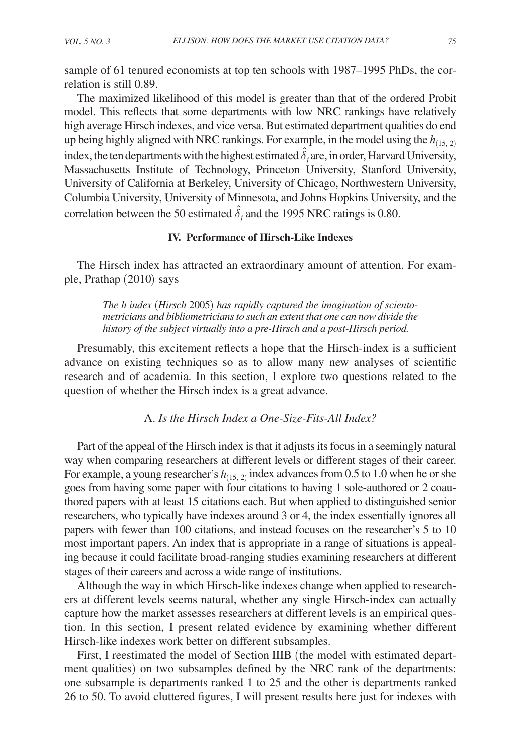sample of 61 tenured economists at top ten schools with 1987–1995 PhDs, the correlation is still 0.89.

The maximized likelihood of this model is greater than that of the ordered Probit model. This reflects that some departments with low NRC rankings have relatively high average Hirsch indexes, and vice versa. But estimated department qualities do end up being highly aligned with NRC rankings. For example, in the model using the $h_{(15,\,2)}$ index, the ten departments with the highest estimated $\hat{\delta}_j$ are, in order, Harvard University, Massachusetts Institute of Technology, Princeton University, Stanford University, University of California at Berkeley, University of Chicago, Northwestern University, Columbia University, University of Minnesota, and Johns Hopkins University, and the correlation between the 50 estimated $\hat{\delta}_j$ and the 1995 NRC ratings is 0.80.

## IV. Performance of Hirsch-Like Indexes

The Hirsch index has attracted an extraordinary amount of attention. For example, Prathap (2010) says

> *The h index (Hirsch 2005) has rapidly captured the imagination of scientometricians and bibliometricians to such an extent that one can now divide the history of the subject virtually into a pre-Hirsch and a post-Hirsch period.*

Presumably, this excitement reflects a hope that the Hirsch-index is a sufficient advance on existing techniques so as to allow many new analyses of scientific research and of academia. In this section, I explore two questions related to the question of whether the Hirsch index is a great advance.

### A. *Is the Hirsch Index a One-Size-Fits-All Index?*

Part of the appeal of the Hirsch index is that it adjusts its focus in a seemingly natural way when comparing researchers at different levels or different stages of their career. For example, a young researcher's $h_{(15,\,2)}$ index advances from 0.5 to 1.0 when he or she goes from having some paper with four citations to having 1 sole-authored or 2 coauthored papers with at least 15 citations each. But when applied to distinguished senior researchers, who typically have indexes around 3 or 4, the index essentially ignores all papers with fewer than 100 citations, and instead focuses on the researcher's 5 to 10 most important papers. An index that is appropriate in a range of situations is appealing because it could facilitate broad-ranging studies examining researchers at different stages of their careers and across a wide range of institutions.

Although the way in which Hirsch-like indexes change when applied to researchers at different levels seems natural, whether any single Hirsch-index can actually capture how the market assesses researchers at different levels is an empirical question. In this section, I present related evidence by examining whether different Hirsch-like indexes work better on different subsamples.

First, I reestimated the model of Section IIIB (the model with estimated department qualities) on two subsamples defined by the NRC rank of the departments: one subsample is departments ranked 1 to 25 and the other is departments ranked 26 to 50. To avoid cluttered figures, I will present results here just for indexes with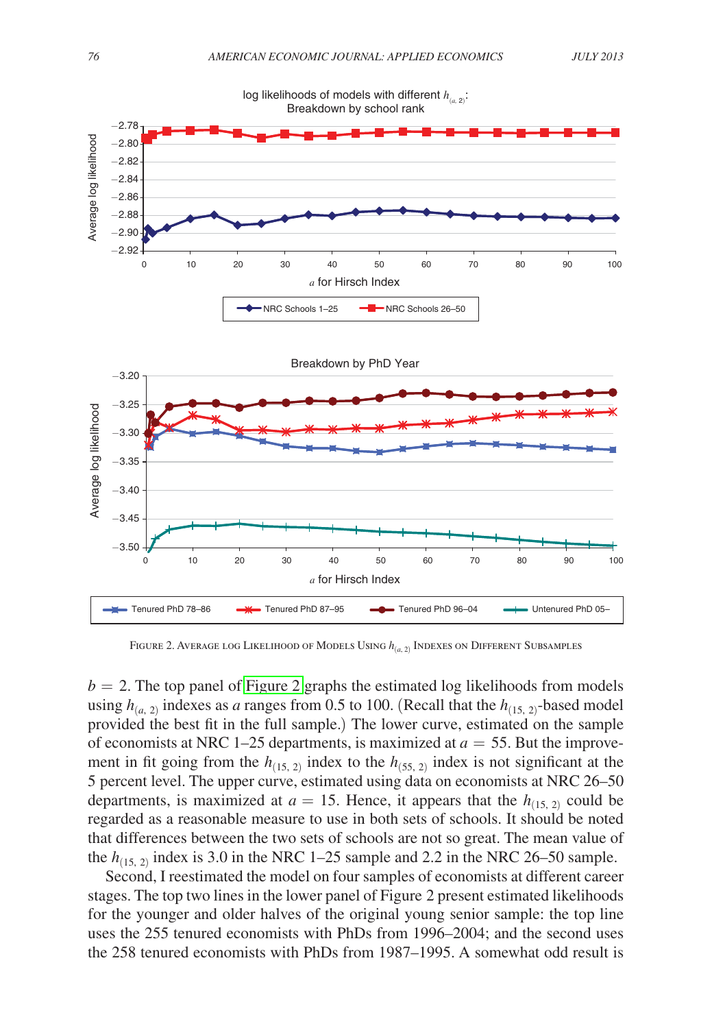Figure 2. Average log Likelihood of Models Using $h_{(a,2)}$ Indexes on Different Subsamples

$b = 2$. The top panel of Figure 2 graphs the estimated log likelihoods from models using $h_{(a,2)}$ indexes as $a$ ranges from 0.5 to 100. (Recall that the $h_{(15,2)}$-based model provided the best fit in the full sample.) The lower curve, estimated on the sample of economists at NRC 1–25 departments, is maximized at $a = 55$. But the improvement in fit going from the $h_{(15,2)}$ index to the $h_{(55,2)}$ index is not significant at the 5 percent level. The upper curve, estimated using data on economists at NRC 26–50 departments, is maximized at $a = 15$. Hence, it appears that the $h_{(15,2)}$ could be regarded as a reasonable measure to use in both sets of schools. It should be noted that differences between the two sets of schools are not so great. The mean value of the $h_{(15,2)}$ index is 3.0 in the NRC 1–25 sample and 2.2 in the NRC 26–50 sample.

Second, I reestimated the model on four samples of economists at different career stages. The top two lines in the lower panel of Figure 2 present estimated likelihoods for the younger and older halves of the original young senior sample: the top line uses the 255 tenured economists with PhDs from 1996–2004; and the second uses the 258 tenured economists with PhDs from 1987–1995. A somewhat odd result is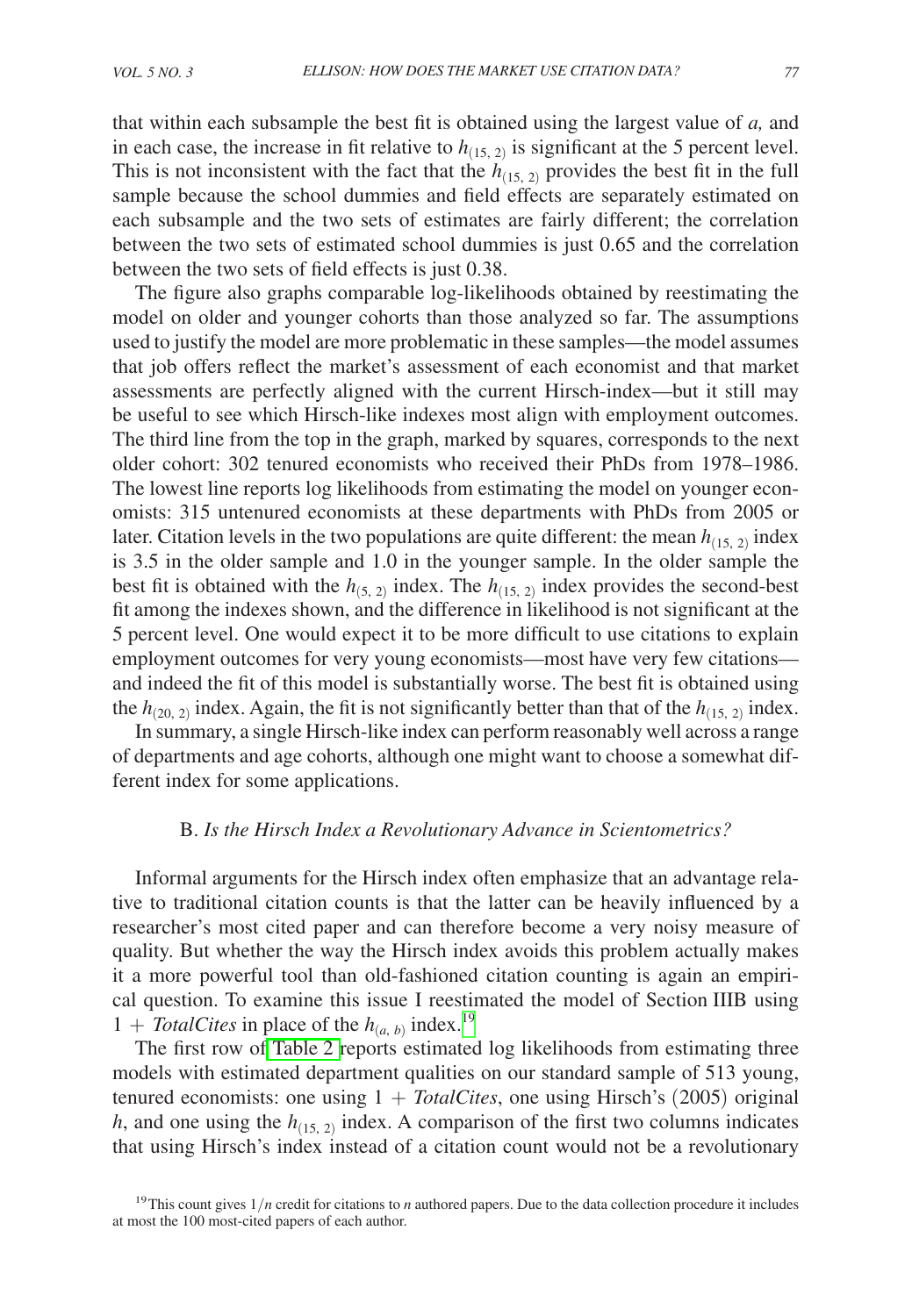that within each subsample the best fit is obtained using the largest value of *a,* and in each case, the increase in fit relative to $h_{(15,\,2)}$ is significant at the 5 percent level. This is not inconsistent with the fact that the $h_{(15,\,2)}$ provides the best fit in the full sample because the school dummies and field effects are separately estimated on each subsample and the two sets of estimates are fairly different; the correlation between the two sets of estimated school dummies is just 0.65 and the correlation between the two sets of field effects is just 0.38.

The figure also graphs comparable log-likelihoods obtained by reestimating the model on older and younger cohorts than those analyzed so far. The assumptions used to justify the model are more problematic in these samples—the model assumes that job offers reflect the market's assessment of each economist and that market assessments are perfectly aligned with the current Hirsch-index—but it still may be useful to see which Hirsch-like indexes most align with employment outcomes. The third line from the top in the graph, marked by squares, corresponds to the next older cohort: 302 tenured economists who received their PhDs from 1978–1986. The lowest line reports log likelihoods from estimating the model on younger economists: 315 untenured economists at these departments with PhDs from 2005 or later. Citation levels in the two populations are quite different: the mean $h_{(15,\,2)}$ index is 3.5 in the older sample and 1.0 in the younger sample. In the older sample the best fit is obtained with the $h_{(5,\,2)}$ index. The $h_{(15,\,2)}$ index provides the second-best fit among the indexes shown, and the difference in likelihood is not significant at the 5 percent level. One would expect it to be more difficult to use citations to explain employment outcomes for very young economists—most have very few citations—and indeed the fit of this model is substantially worse. The best fit is obtained using the $h_{(20,\,2)}$ index. Again, the fit is not significantly better than that of the $h_{(15,\,2)}$ index.

In summary, a single Hirsch-like index can perform reasonably well across a range of departments and age cohorts, although one might want to choose a somewhat different index for some applications.

### B. *Is the Hirsch Index a Revolutionary Advance in Scientometrics?*

Informal arguments for the Hirsch index often emphasize that an advantage relative to traditional citation counts is that the latter can be heavily influenced by a researcher's most cited paper and can therefore become a very noisy measure of quality. But whether the way the Hirsch index avoids this problem actually makes it a more powerful tool than old-fashioned citation counting is again an empirical question. To examine this issue I reestimated the model of Section IIIB using $1 + \textit{TotalCites}$ in place of the $h_{(a,\,b)}$ index.[19]

The first row of Table 2 reports estimated log likelihoods from estimating three models with estimated department qualities on our standard sample of 513 young, tenured economists: one using $1 + \textit{TotalCites}$, one using Hirsch's (2005) original $h$, and one using the $h_{(15,\,2)}$ index. A comparison of the first two columns indicates that using Hirsch's index instead of a citation count would not be a revolutionary

[19] This count gives $1/n$ credit for citations to $n$ authored papers. Due to the data collection procedure it includes at most the 100 most-cited papers of each author.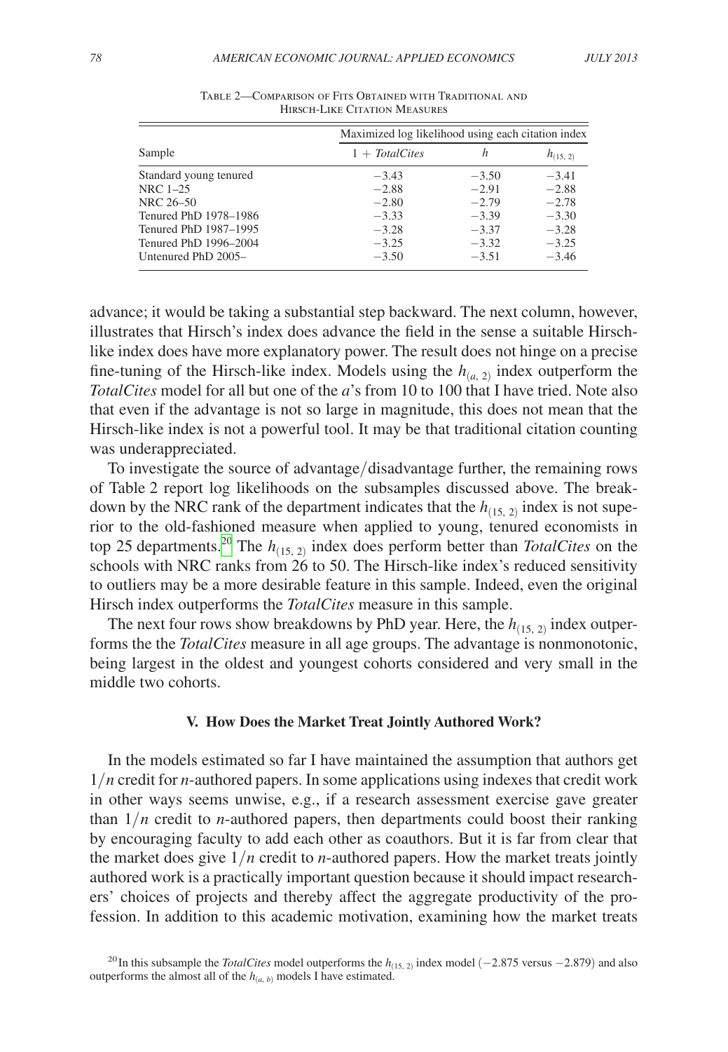Table 2—Comparison of Fits Obtained with Traditional and Hirsch-Like Citation Measures

| Sample | Maximized log likelihood using each citation index | | |
|---|---|---|---|
| | 1 + *TotalCites* | $h$ | $h_{(15,\,2)}$ |
| Standard young tenured | −3.43 | −3.50 | −3.41 |
| NRC 1–25 | −2.88 | −2.91 | −2.88 |
| NRC 26–50 | −2.80 | −2.79 | −2.78 |
| Tenured PhD 1978–1986 | −3.33 | −3.39 | −3.30 |
| Tenured PhD 1987–1995 | −3.28 | −3.37 | −3.28 |
| Tenured PhD 1996–2004 | −3.25 | −3.32 | −3.25 |
| Untenured PhD 2005– | −3.50 | −3.51 | −3.46 |

advance; it would be taking a substantial step backward. The next column, however, illustrates that Hirsch's index does advance the field in the sense a suitable Hirsch-like index does have more explanatory power. The result does not hinge on a precise fine-tuning of the Hirsch-like index. Models using the $h_{(a,\,2)}$ index outperform the *TotalCites* model for all but one of the $a$'s from 10 to 100 that I have tried. Note also that even if the advantage is not so large in magnitude, this does not mean that the Hirsch-like index is not a powerful tool. It may be that traditional citation counting was underappreciated.

To investigate the source of advantage/disadvantage further, the remaining rows of Table 2 report log likelihoods on the subsamples discussed above. The breakdown by the NRC rank of the department indicates that the $h_{(15,\,2)}$ index is not superior to the old-fashioned measure when applied to young, tenured economists in top 25 departments.[20] The $h_{(15,\,2)}$ index does perform better than *TotalCites* on the schools with NRC ranks from 26 to 50. The Hirsch-like index's reduced sensitivity to outliers may be a more desirable feature in this sample. Indeed, even the original Hirsch index outperforms the *TotalCites* measure in this sample.

The next four rows show breakdowns by PhD year. Here, the $h_{(15,\,2)}$ index outperforms the the *TotalCites* measure in all age groups. The advantage is nonmonotonic, being largest in the oldest and youngest cohorts considered and very small in the middle two cohorts.

## V. How Does the Market Treat Jointly Authored Work?

In the models estimated so far I have maintained the assumption that authors get $1/n$ credit for $n$-authored papers. In some applications using indexes that credit work in other ways seems unwise, e.g., if a research assessment exercise gave greater than $1/n$ credit to $n$-authored papers, then departments could boost their ranking by encouraging faculty to add each other as coauthors. But it is far from clear that the market does give $1/n$ credit to $n$-authored papers. How the market treats jointly authored work is a practically important question because it should impact researchers' choices of projects and thereby affect the aggregate productivity of the profession. In addition to this academic motivation, examining how the market treats

[20] In this subsample the *TotalCites* model outperforms the $h_{(15,\,2)}$ index model (−2.875 versus −2.879) and also outperforms the almost all of the $h_{(a,\,b)}$ models I have estimated.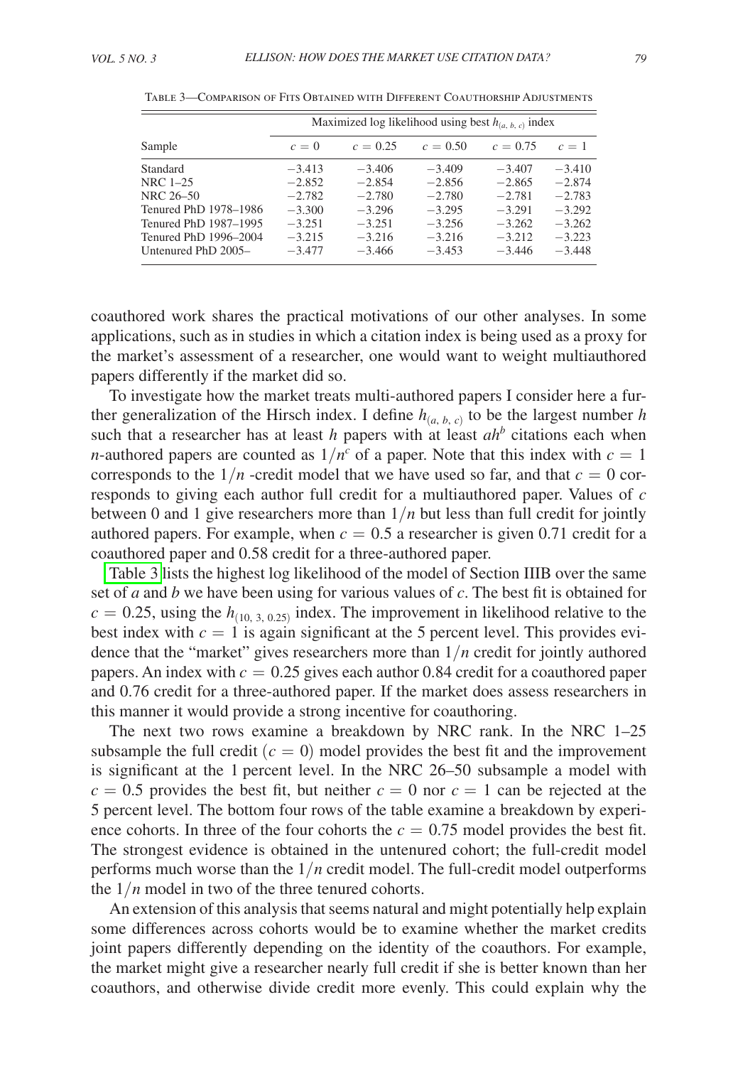Table 3—Comparison of Fits Obtained with Different Coauthorship Adjustments

| Sample | Maximized log likelihood using best $h_{(a,\,b,\,c)}$ index | | | | |
|---|---|---|---|---|---|
| | $c = 0$ | $c = 0.25$ | $c = 0.50$ | $c = 0.75$ | $c = 1$ |
| Standard | $-3.413$ | $-3.406$ | $-3.409$ | $-3.407$ | $-3.410$ |
| NRC 1–25 | $-2.852$ | $-2.854$ | $-2.856$ | $-2.865$ | $-2.874$ |
| NRC 26–50 | $-2.782$ | $-2.780$ | $-2.780$ | $-2.781$ | $-2.783$ |
| Tenured PhD 1978–1986 | $-3.300$ | $-3.296$ | $-3.295$ | $-3.291$ | $-3.292$ |
| Tenured PhD 1987–1995 | $-3.251$ | $-3.251$ | $-3.256$ | $-3.262$ | $-3.262$ |
| Tenured PhD 1996–2004 | $-3.215$ | $-3.216$ | $-3.216$ | $-3.212$ | $-3.223$ |
| Untenured PhD 2005– | $-3.477$ | $-3.466$ | $-3.453$ | $-3.446$ | $-3.448$ |

coauthored work shares the practical motivations of our other analyses. In some applications, such as in studies in which a citation index is being used as a proxy for the market's assessment of a researcher, one would want to weight multiauthored papers differently if the market did so.

To investigate how the market treats multi-authored papers I consider here a further generalization of the Hirsch index. I define $h_{(a,\,b,\,c)}$ to be the largest number $h$ such that a researcher has at least $h$ papers with at least $ah^b$ citations each when $n$-authored papers are counted as $1/n^c$ of a paper. Note that this index with $c = 1$ corresponds to the $1/n$ -credit model that we have used so far, and that $c = 0$ corresponds to giving each author full credit for a multiauthored paper. Values of $c$ between 0 and 1 give researchers more than $1/n$ but less than full credit for jointly authored papers. For example, when $c = 0.5$ a researcher is given 0.71 credit for a coauthored paper and 0.58 credit for a three-authored paper.

Table 3 lists the highest log likelihood of the model of Section IIIB over the same set of $a$ and $b$ we have been using for various values of $c$. The best fit is obtained for $c = 0.25$, using the $h_{(10,\,3,\,0.25)}$ index. The improvement in likelihood relative to the best index with $c = 1$ is again significant at the 5 percent level. This provides evidence that the "market" gives researchers more than $1/n$ credit for jointly authored papers. An index with $c = 0.25$ gives each author 0.84 credit for a coauthored paper and 0.76 credit for a three-authored paper. If the market does assess researchers in this manner it would provide a strong incentive for coauthoring.

The next two rows examine a breakdown by NRC rank. In the NRC 1–25 subsample the full credit ($c = 0$) model provides the best fit and the improvement is significant at the 1 percent level. In the NRC 26–50 subsample a model with $c = 0.5$ provides the best fit, but neither $c = 0$ nor $c = 1$ can be rejected at the 5 percent level. The bottom four rows of the table examine a breakdown by experience cohorts. In three of the four cohorts the $c = 0.75$ model provides the best fit. The strongest evidence is obtained in the untenured cohort; the full-credit model performs much worse than the $1/n$ credit model. The full-credit model outperforms the $1/n$ model in two of the three tenured cohorts.

An extension of this analysis that seems natural and might potentially help explain some differences across cohorts would be to examine whether the market credits joint papers differently depending on the identity of the coauthors. For example, the market might give a researcher nearly full credit if she is better known than her coauthors, and otherwise divide credit more evenly. This could explain why the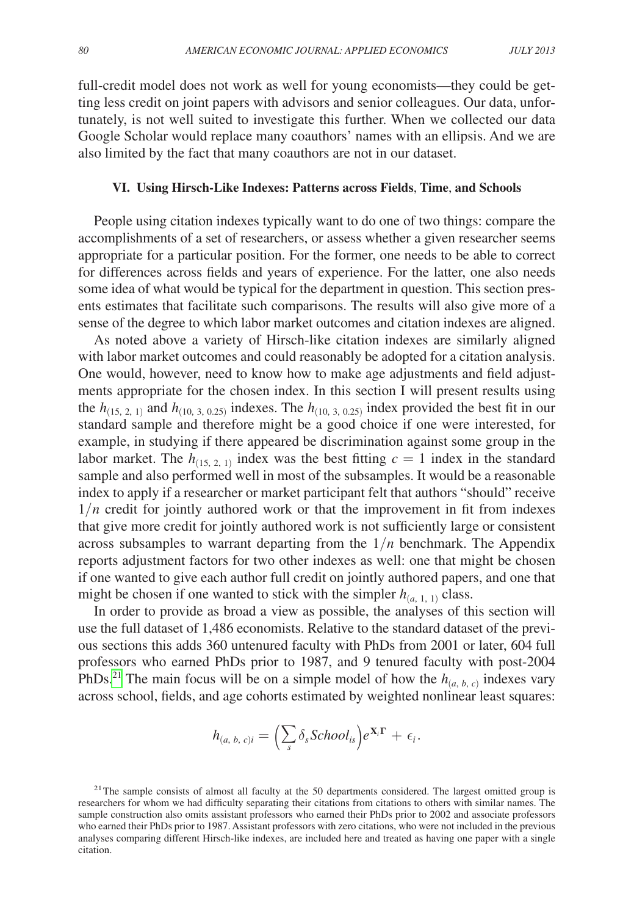full-credit model does not work as well for young economists—they could be getting less credit on joint papers with advisors and senior colleagues. Our data, unfortunately, is not well suited to investigate this further. When we collected our data Google Scholar would replace many coauthors' names with an ellipsis. And we are also limited by the fact that many coauthors are not in our dataset.

## VI. Using Hirsch-Like Indexes: Patterns across Fields, Time, and Schools

People using citation indexes typically want to do one of two things: compare the accomplishments of a set of researchers, or assess whether a given researcher seems appropriate for a particular position. For the former, one needs to be able to correct for differences across fields and years of experience. For the latter, one also needs some idea of what would be typical for the department in question. This section presents estimates that facilitate such comparisons. The results will also give more of a sense of the degree to which labor market outcomes and citation indexes are aligned.

As noted above a variety of Hirsch-like citation indexes are similarly aligned with labor market outcomes and could reasonably be adopted for a citation analysis. One would, however, need to know how to make age adjustments and field adjustments appropriate for the chosen index. In this section I will present results using the $h_{(15,\,2,\,1)}$ and $h_{(10,\,3,\,0.25)}$ indexes. The $h_{(10,\,3,\,0.25)}$ index provided the best fit in our standard sample and therefore might be a good choice if one were interested, for example, in studying if there appeared be discrimination against some group in the labor market. The $h_{(15,\,2,\,1)}$ index was the best fitting $c = 1$ index in the standard sample and also performed well in most of the subsamples. It would be a reasonable index to apply if a researcher or market participant felt that authors "should" receive $1/n$ credit for jointly authored work or that the improvement in fit from indexes that give more credit for jointly authored work is not sufficiently large or consistent across subsamples to warrant departing from the $1/n$ benchmark. The Appendix reports adjustment factors for two other indexes as well: one that might be chosen if one wanted to give each author full credit on jointly authored papers, and one that might be chosen if one wanted to stick with the simpler $h_{(a,\,1,\,1)}$ class.

In order to provide as broad a view as possible, the analyses of this section will use the full dataset of 1,486 economists. Relative to the standard dataset of the previous sections this adds 360 untenured faculty with PhDs from 2001 or later, 604 full professors who earned PhDs prior to 1987, and 9 tenured faculty with post-2004 PhDs.[21] The main focus will be on a simple model of how the $h_{(a,\,b,\,c)}$ indexes vary across school, fields, and age cohorts estimated by weighted nonlinear least squares:

$$h_{(a,\,b,\,c)i} = \Big(\sum_s \delta_s School_{is}\Big) e^{\mathbf{X}_i \Gamma} + \epsilon_i.$$

[21] The sample consists of almost all faculty at the 50 departments considered. The largest omitted group is researchers for whom we had difficulty separating their citations from citations to others with similar names. The sample construction also omits assistant professors who earned their PhDs prior to 2002 and associate professors who earned their PhDs prior to 1987. Assistant professors with zero citations, who were not included in the previous analyses comparing different Hirsch-like indexes, are included here and treated as having one paper with a single citation.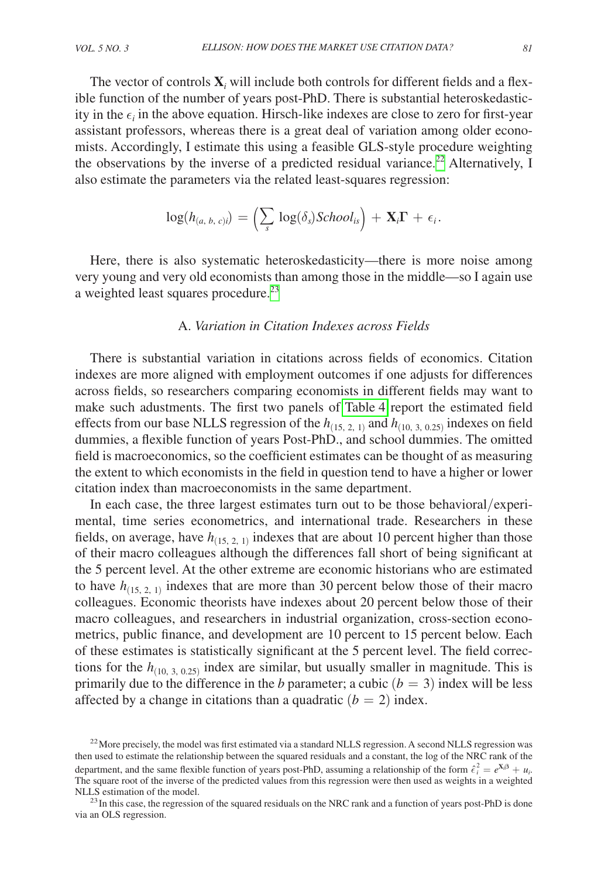The vector of controls $\mathbf{X}_i$ will include both controls for different fields and a flexible function of the number of years post-PhD. There is substantial heteroskedasticity in the $\epsilon_i$ in the above equation. Hirsch-like indexes are close to zero for first-year assistant professors, whereas there is a great deal of variation among older economists. Accordingly, I estimate this using a feasible GLS-style procedure weighting the observations by the inverse of a predicted residual variance.[22] Alternatively, I also estimate the parameters via the related least-squares regression:

$$\log(h_{(a,\,b,\,c)i}) = \Big(\sum_s \log(\delta_s) School_{is}\Big) + \mathbf{X}_i \boldsymbol{\Gamma} + \epsilon_i.$$

Here, there is also systematic heteroskedasticity—there is more noise among very young and very old economists than among those in the middle—so I again use a weighted least squares procedure.[23]

## A. *Variation in Citation Indexes across Fields*

There is substantial variation in citations across fields of economics. Citation indexes are more aligned with employment outcomes if one adjusts for differences across fields, so researchers comparing economists in different fields may want to make such adustments. The first two panels of Table 4 report the estimated field effects from our base NLLS regression of the $h_{(15,\,2,\,1)}$ and $h_{(10,\,3,\,0.25)}$ indexes on field dummies, a flexible function of years Post-PhD., and school dummies. The omitted field is macroeconomics, so the coefficient estimates can be thought of as measuring the extent to which economists in the field in question tend to have a higher or lower citation index than macroeconomists in the same department.

In each case, the three largest estimates turn out to be those behavioral/experimental, time series econometrics, and international trade. Researchers in these fields, on average, have $h_{(15,\,2,\,1)}$ indexes that are about 10 percent higher than those of their macro colleagues although the differences fall short of being significant at the 5 percent level. At the other extreme are economic historians who are estimated to have $h_{(15,\,2,\,1)}$ indexes that are more than 30 percent below those of their macro colleagues. Economic theorists have indexes about 20 percent below those of their macro colleagues, and researchers in industrial organization, cross-section econometrics, public finance, and development are 10 percent to 15 percent below. Each of these estimates is statistically significant at the 5 percent level. The field corrections for the $h_{(10,\,3,\,0.25)}$ index are similar, but usually smaller in magnitude. This is primarily due to the difference in the *b* parameter; a cubic $(b = 3)$ index will be less affected by a change in citations than a quadratic $(b = 2)$ index.

[22] More precisely, the model was first estimated via a standard NLLS regression. A second NLLS regression was then used to estimate the relationship between the squared residuals and a constant, the log of the NRC rank of the department, and the same flexible function of years post-PhD, assuming a relationship of the form $\hat{\epsilon}_i^2 = e^{\mathbf{X}_i \beta} + u_i$. The square root of the inverse of the predicted values from this regression were then used as weights in a weighted NLLS estimation of the model.

[23] In this case, the regression of the squared residuals on the NRC rank and a function of years post-PhD is done via an OLS regression.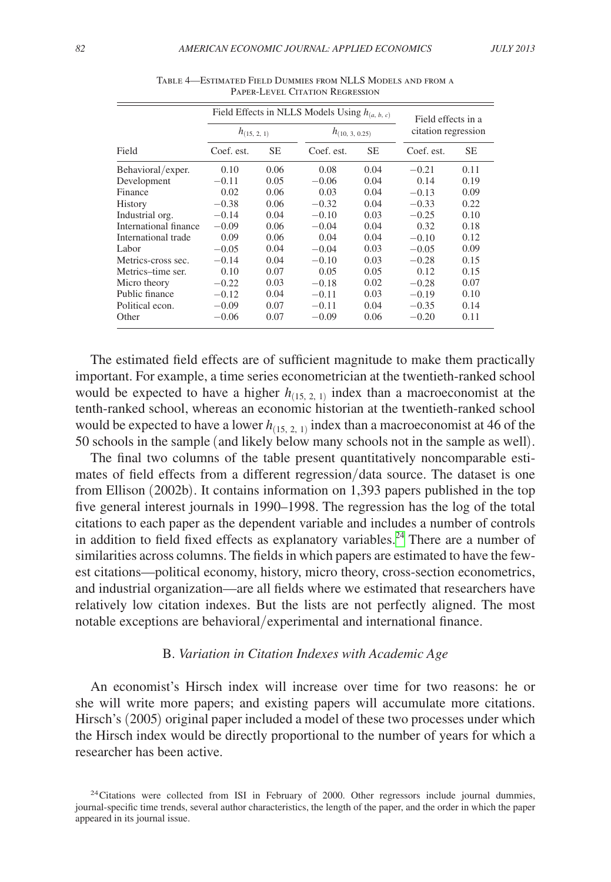Table 4—Estimated Field Dummies from NLLS Models and from a Paper-Level Citation Regression

| | Field Effects in NLLS Models Using $h_{(a,\,b,\,c)}$ | | | | Field effects in a citation regression | |
|---|---|---|---|---|---|---|
| | $h_{(15,\,2,\,1)}$ | | $h_{(10,\,3,\,0.25)}$ | | | |
| Field | Coef. est. | SE | Coef. est. | SE | Coef. est. | SE |
| Behavioral/exper. | 0.10 | 0.06 | 0.08 | 0.04 | −0.21 | 0.11 |
| Development | −0.11 | 0.05 | −0.06 | 0.04 | 0.14 | 0.19 |
| Finance | 0.02 | 0.06 | 0.03 | 0.04 | −0.13 | 0.09 |
| History | −0.38 | 0.06 | −0.32 | 0.04 | −0.33 | 0.22 |
| Industrial org. | −0.14 | 0.04 | −0.10 | 0.03 | −0.25 | 0.10 |
| International finance | −0.09 | 0.06 | −0.04 | 0.04 | 0.32 | 0.18 |
| International trade | 0.09 | 0.06 | 0.04 | 0.04 | −0.10 | 0.12 |
| Labor | −0.05 | 0.04 | −0.04 | 0.03 | −0.05 | 0.09 |
| Metrics-cross sec. | −0.14 | 0.04 | −0.10 | 0.03 | −0.28 | 0.15 |
| Metrics–time ser. | 0.10 | 0.07 | 0.05 | 0.05 | 0.12 | 0.15 |
| Micro theory | −0.22 | 0.03 | −0.18 | 0.02 | −0.28 | 0.07 |
| Public finance | −0.12 | 0.04 | −0.11 | 0.03 | −0.19 | 0.10 |
| Political econ. | −0.09 | 0.07 | −0.11 | 0.04 | −0.35 | 0.14 |
| Other | −0.06 | 0.07 | −0.09 | 0.06 | −0.20 | 0.11 |

The estimated field effects are of sufficient magnitude to make them practically important. For example, a time series econometrician at the twentieth-ranked school would be expected to have a higher $h_{(15,\,2,\,1)}$ index than a macroeconomist at the tenth-ranked school, whereas an economic historian at the twentieth-ranked school would be expected to have a lower $h_{(15,\,2,\,1)}$ index than a macroeconomist at 46 of the 50 schools in the sample (and likely below many schools not in the sample as well).

The final two columns of the table present quantitatively noncomparable estimates of field effects from a different regression/data source. The dataset is one from Ellison (2002b). It contains information on 1,393 papers published in the top five general interest journals in 1990–1998. The regression has the log of the total citations to each paper as the dependent variable and includes a number of controls in addition to field fixed effects as explanatory variables.[24] There are a number of similarities across columns. The fields in which papers are estimated to have the fewest citations—political economy, history, micro theory, cross-section econometrics, and industrial organization—are all fields where we estimated that researchers have relatively low citation indexes. But the lists are not perfectly aligned. The most notable exceptions are behavioral/experimental and international finance.

### B. *Variation in Citation Indexes with Academic Age*

An economist's Hirsch index will increase over time for two reasons: he or she will write more papers; and existing papers will accumulate more citations. Hirsch's (2005) original paper included a model of these two processes under which the Hirsch index would be directly proportional to the number of years for which a researcher has been active.

[24] Citations were collected from ISI in February of 2000. Other regressors include journal dummies, journal-specific time trends, several author characteristics, the length of the paper, and the order in which the paper appeared in its journal issue.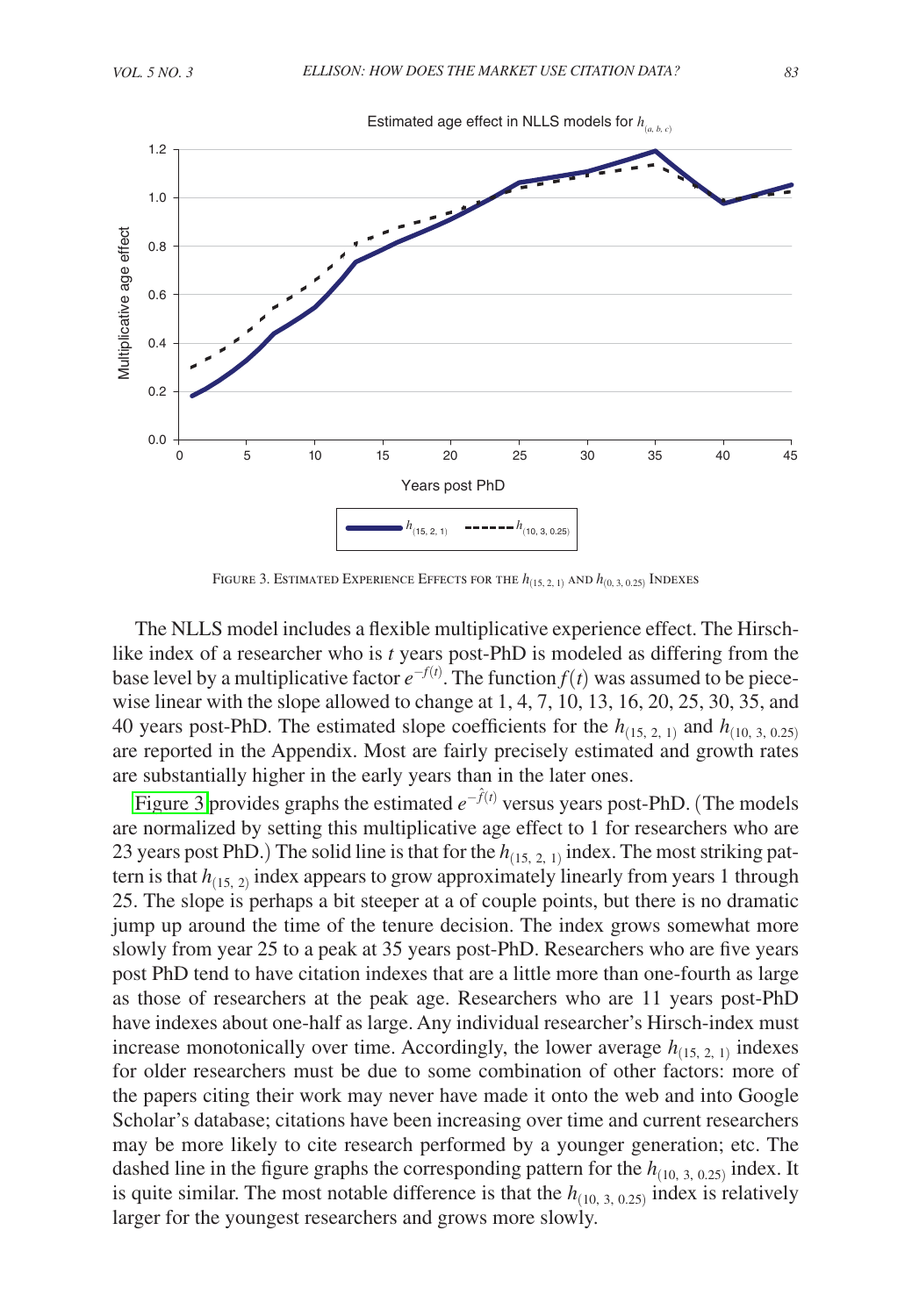FIGURE 3. ESTIMATED EXPERIENCE EFFECTS FOR THE $h_{(15, 2, 1)}$ AND $h_{(0, 3, 0.25)}$ INDEXES

The NLLS model includes a flexible multiplicative experience effect. The Hirsch-like index of a researcher who is $t$ years post-PhD is modeled as differing from the base level by a multiplicative factor $e^{-f(t)}$. The function $f(t)$ was assumed to be piecewise linear with the slope allowed to change at 1, 4, 7, 10, 13, 16, 20, 25, 30, 35, and 40 years post-PhD. The estimated slope coefficients for the $h_{(15, 2, 1)}$ and $h_{(10, 3, 0.25)}$ are reported in the Appendix. Most are fairly precisely estimated and growth rates are substantially higher in the early years than in the later ones.

Figure 3 provides graphs the estimated $e^{-\hat{f}(t)}$ versus years post-PhD. (The models are normalized by setting this multiplicative age effect to 1 for researchers who are 23 years post PhD.) The solid line is that for the $h_{(15, 2, 1)}$ index. The most striking pattern is that $h_{(15, 2)}$ index appears to grow approximately linearly from years 1 through 25. The slope is perhaps a bit steeper at a of couple points, but there is no dramatic jump up around the time of the tenure decision. The index grows somewhat more slowly from year 25 to a peak at 35 years post-PhD. Researchers who are five years post PhD tend to have citation indexes that are a little more than one-fourth as large as those of researchers at the peak age. Researchers who are 11 years post-PhD have indexes about one-half as large. Any individual researcher's Hirsch-index must increase monotonically over time. Accordingly, the lower average $h_{(15, 2, 1)}$ indexes for older researchers must be due to some combination of other factors: more of the papers citing their work may never have made it onto the web and into Google Scholar's database; citations have been increasing over time and current researchers may be more likely to cite research performed by a younger generation; etc. The dashed line in the figure graphs the corresponding pattern for the $h_{(10, 3, 0.25)}$ index. It is quite similar. The most notable difference is that the $h_{(10, 3, 0.25)}$ index is relatively larger for the youngest researchers and grows more slowly.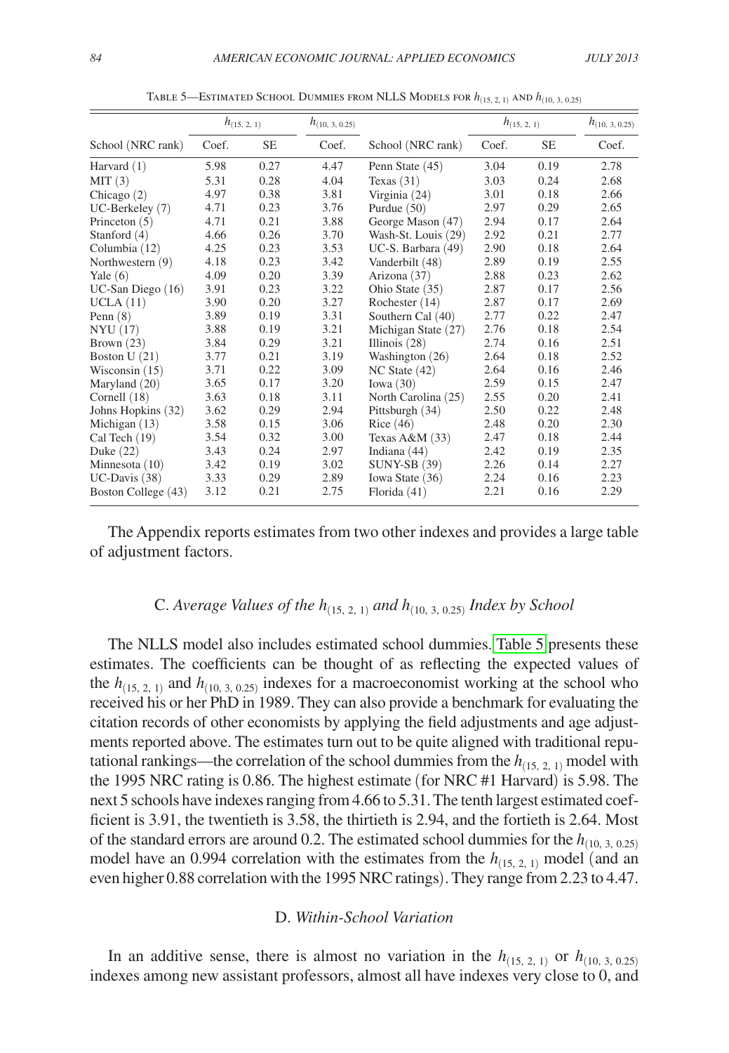Table 5—Estimated School Dummies from NLLS Models for $h_{(15, 2, 1)}$ and $h_{(10, 3, 0.25)}$

| | $h_{(15, 2, 1)}$ | | $h_{(10, 3, 0.25)}$ | | $h_{(15, 2, 1)}$ | | $h_{(10, 3, 0.25)}$ |
|---|---|---|---|---|---|---|---|
| School (NRC rank) | Coef. | SE | Coef. | School (NRC rank) | Coef. | SE | Coef. |
| Harvard (1) | 5.98 | 0.27 | 4.47 | Penn State (45) | 3.04 | 0.19 | 2.78 |
| MIT (3) | 5.31 | 0.28 | 4.04 | Texas (31) | 3.03 | 0.24 | 2.68 |
| Chicago (2) | 4.97 | 0.38 | 3.81 | Virginia (24) | 3.01 | 0.18 | 2.66 |
| UC-Berkeley (7) | 4.71 | 0.23 | 3.76 | Purdue (50) | 2.97 | 0.29 | 2.65 |
| Princeton (5) | 4.71 | 0.21 | 3.88 | George Mason (47) | 2.94 | 0.17 | 2.64 |
| Stanford (4) | 4.66 | 0.26 | 3.70 | Wash-St. Louis (29) | 2.92 | 0.21 | 2.77 |
| Columbia (12) | 4.25 | 0.23 | 3.53 | UC-S. Barbara (49) | 2.90 | 0.18 | 2.64 |
| Northwestern (9) | 4.18 | 0.23 | 3.42 | Vanderbilt (48) | 2.89 | 0.19 | 2.55 |
| Yale (6) | 4.09 | 0.20 | 3.39 | Arizona (37) | 2.88 | 0.23 | 2.62 |
| UC-San Diego (16) | 3.91 | 0.23 | 3.22 | Ohio State (35) | 2.87 | 0.17 | 2.56 |
| UCLA (11) | 3.90 | 0.20 | 3.27 | Rochester (14) | 2.87 | 0.17 | 2.69 |
| Penn (8) | 3.89 | 0.19 | 3.31 | Southern Cal (40) | 2.77 | 0.22 | 2.47 |
| NYU (17) | 3.88 | 0.19 | 3.21 | Michigan State (27) | 2.76 | 0.18 | 2.54 |
| Brown (23) | 3.84 | 0.29 | 3.21 | Illinois (28) | 2.74 | 0.16 | 2.51 |
| Boston U (21) | 3.77 | 0.21 | 3.19 | Washington (26) | 2.64 | 0.18 | 2.52 |
| Wisconsin (15) | 3.71 | 0.22 | 3.09 | NC State (42) | 2.64 | 0.16 | 2.46 |
| Maryland (20) | 3.65 | 0.17 | 3.20 | Iowa (30) | 2.59 | 0.15 | 2.47 |
| Cornell (18) | 3.63 | 0.18 | 3.11 | North Carolina (25) | 2.55 | 0.20 | 2.41 |
| Johns Hopkins (32) | 3.62 | 0.29 | 2.94 | Pittsburgh (34) | 2.50 | 0.22 | 2.48 |
| Michigan (13) | 3.58 | 0.15 | 3.06 | Rice (46) | 2.48 | 0.20 | 2.30 |
| Cal Tech (19) | 3.54 | 0.32 | 3.00 | Texas A&M (33) | 2.47 | 0.18 | 2.44 |
| Duke (22) | 3.43 | 0.24 | 2.97 | Indiana (44) | 2.42 | 0.19 | 2.35 |
| Minnesota (10) | 3.42 | 0.19 | 3.02 | SUNY-SB (39) | 2.26 | 0.14 | 2.27 |
| UC-Davis (38) | 3.33 | 0.29 | 2.89 | Iowa State (36) | 2.24 | 0.16 | 2.23 |
| Boston College (43) | 3.12 | 0.21 | 2.75 | Florida (41) | 2.21 | 0.16 | 2.29 |

The Appendix reports estimates from two other indexes and provides a large table of adjustment factors.

### C. *Average Values of the $h_{(15, 2, 1)}$ and $h_{(10, 3, 0.25)}$ Index by School*

The NLLS model also includes estimated school dummies. Table 5 presents these estimates. The coefficients can be thought of as reflecting the expected values of the $h_{(15, 2, 1)}$ and $h_{(10, 3, 0.25)}$ indexes for a macroeconomist working at the school who received his or her PhD in 1989. They can also provide a benchmark for evaluating the citation records of other economists by applying the field adjustments and age adjustments reported above. The estimates turn out to be quite aligned with traditional reputational rankings—the correlation of the school dummies from the $h_{(15, 2, 1)}$ model with the 1995 NRC rating is 0.86. The highest estimate (for NRC #1 Harvard) is 5.98. The next 5 schools have indexes ranging from 4.66 to 5.31. The tenth largest estimated coefficient is 3.91, the twentieth is 3.58, the thirtieth is 2.94, and the fortieth is 2.64. Most of the standard errors are around 0.2. The estimated school dummies for the $h_{(10, 3, 0.25)}$ model have an 0.994 correlation with the estimates from the $h_{(15, 2, 1)}$ model (and an even higher 0.88 correlation with the 1995 NRC ratings). They range from 2.23 to 4.47.

### D. *Within-School Variation*

In an additive sense, there is almost no variation in the $h_{(15, 2, 1)}$ or $h_{(10, 3, 0.25)}$ indexes among new assistant professors, almost all have indexes very close to 0, and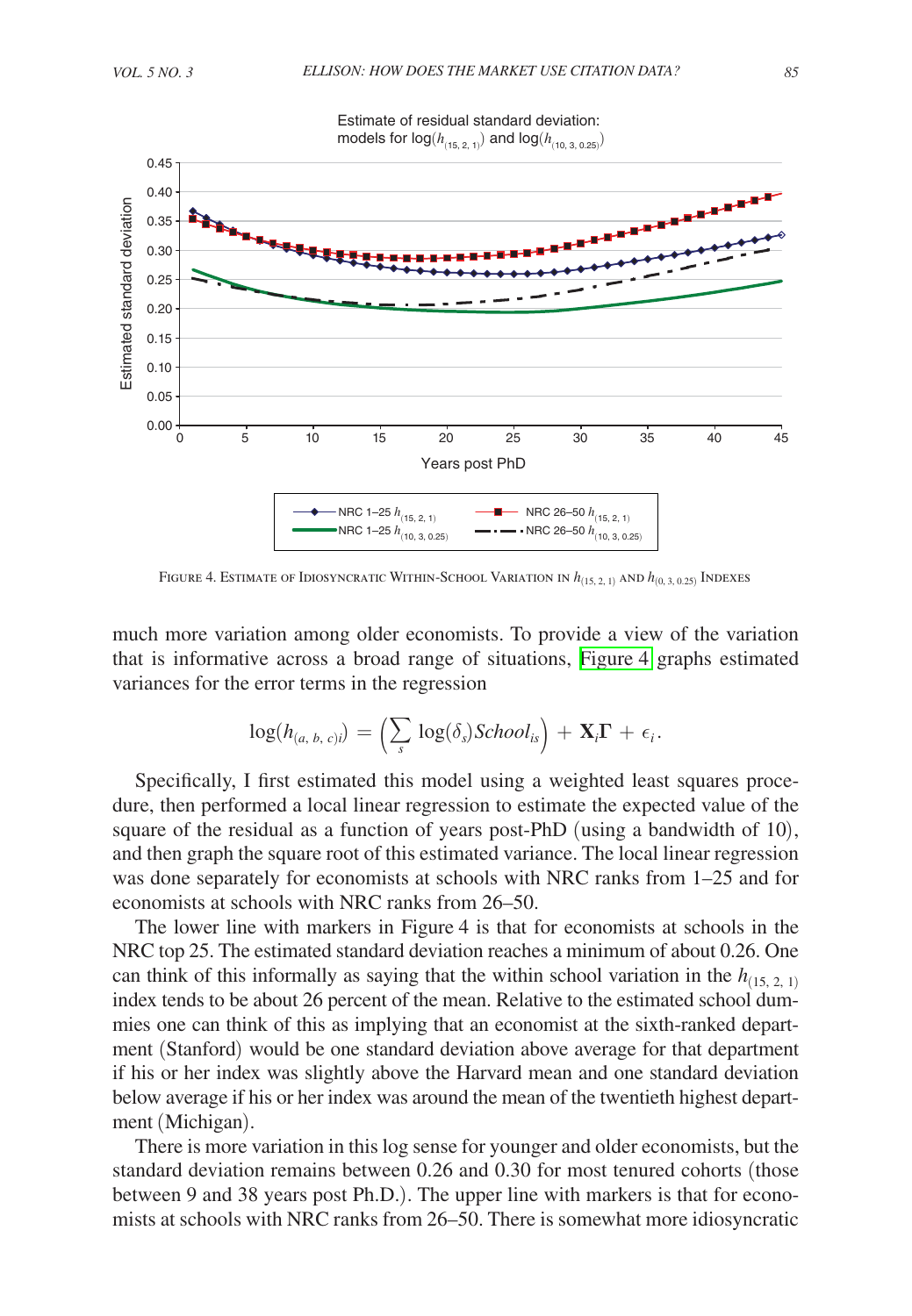Estimate of residual standard deviation: models for $\log(h_{(15, 2, 1)})$ and $\log(h_{(10, 3, 0.25)})$

Figure 4. Estimate of Idiosyncratic Within-School Variation in $h_{(15, 2, 1)}$ and $h_{(0, 3, 0.25)}$ Indexes

much more variation among older economists. To provide a view of the variation that is informative across a broad range of situations, Figure 4 graphs estimated variances for the error terms in the regression

$$\log(h_{(a,\, b,\, c)i}) = \left(\sum_s \log(\delta_s) School_{is}\right) + \mathbf{X}_i\boldsymbol{\Gamma} + \epsilon_i.$$

Specifically, I first estimated this model using a weighted least squares procedure, then performed a local linear regression to estimate the expected value of the square of the residual as a function of years post-PhD (using a bandwidth of 10), and then graph the square root of this estimated variance. The local linear regression was done separately for economists at schools with NRC ranks from 1–25 and for economists at schools with NRC ranks from 26–50.

The lower line with markers in Figure 4 is that for economists at schools in the NRC top 25. The estimated standard deviation reaches a minimum of about 0.26. One can think of this informally as saying that the within school variation in the $h_{(15, 2, 1)}$ index tends to be about 26 percent of the mean. Relative to the estimated school dummies one can think of this as implying that an economist at the sixth-ranked department (Stanford) would be one standard deviation above average for that department if his or her index was slightly above the Harvard mean and one standard deviation below average if his or her index was around the mean of the twentieth highest department (Michigan).

There is more variation in this log sense for younger and older economists, but the standard deviation remains between 0.26 and 0.30 for most tenured cohorts (those between 9 and 38 years post Ph.D.). The upper line with markers is that for economists at schools with NRC ranks from 26–50. There is somewhat more idiosyncratic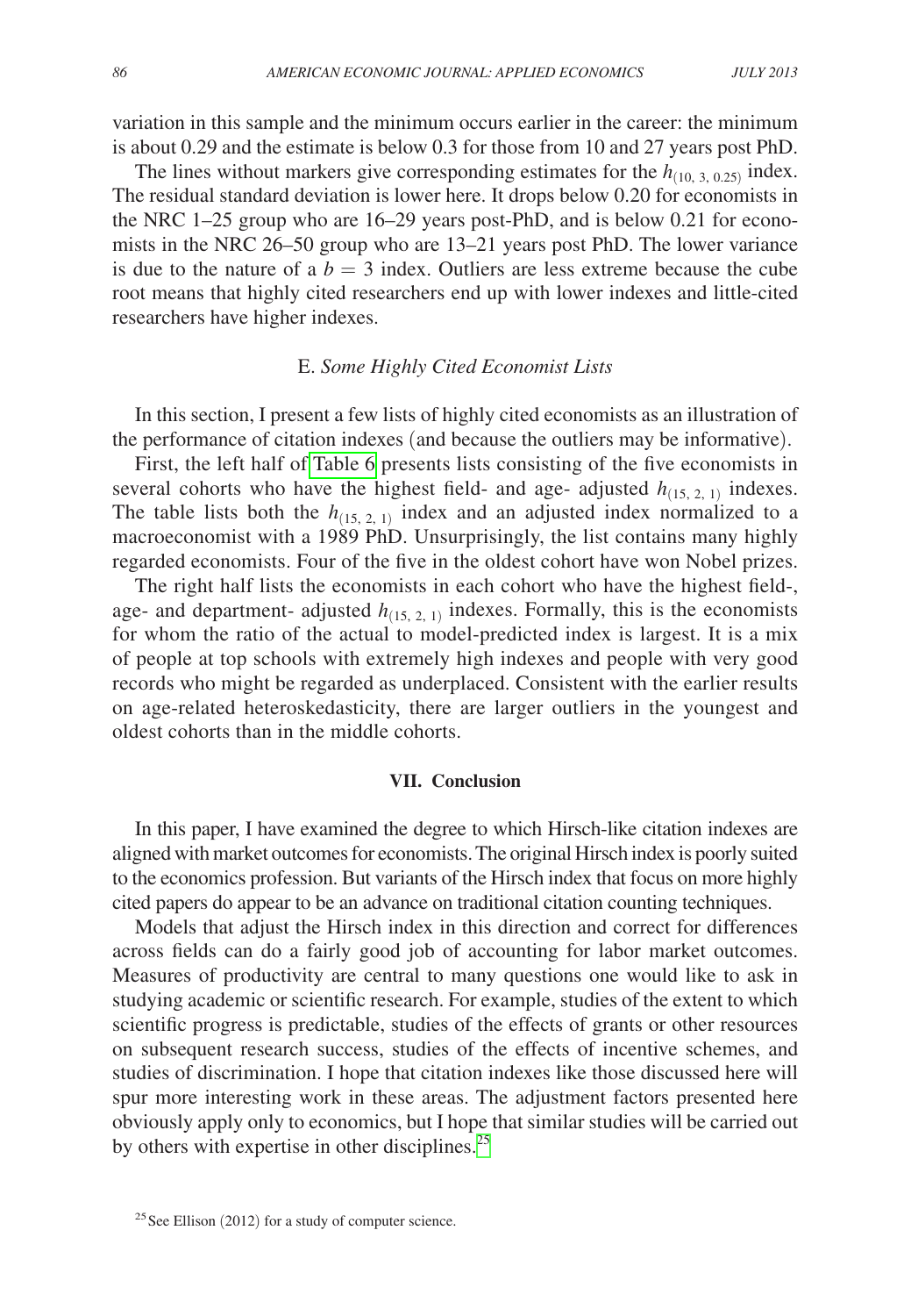variation in this sample and the minimum occurs earlier in the career: the minimum is about 0.29 and the estimate is below 0.3 for those from 10 and 27 years post PhD.

The lines without markers give corresponding estimates for the $h_{(10,\ 3,\ 0.25)}$ index. The residual standard deviation is lower here. It drops below 0.20 for economists in the NRC 1–25 group who are 16–29 years post-PhD, and is below 0.21 for economists in the NRC 26–50 group who are 13–21 years post PhD. The lower variance is due to the nature of a $b = 3$ index. Outliers are less extreme because the cube root means that highly cited researchers end up with lower indexes and little-cited researchers have higher indexes.

### E. *Some Highly Cited Economist Lists*

In this section, I present a few lists of highly cited economists as an illustration of the performance of citation indexes (and because the outliers may be informative).

First, the left half of Table 6 presents lists consisting of the five economists in several cohorts who have the highest field- and age- adjusted $h_{(15,\ 2,\ 1)}$ indexes. The table lists both the $h_{(15,\ 2,\ 1)}$ index and an adjusted index normalized to a macroeconomist with a 1989 PhD. Unsurprisingly, the list contains many highly regarded economists. Four of the five in the oldest cohort have won Nobel prizes.

The right half lists the economists in each cohort who have the highest field-, age- and department- adjusted $h_{(15,\ 2,\ 1)}$ indexes. Formally, this is the economists for whom the ratio of the actual to model-predicted index is largest. It is a mix of people at top schools with extremely high indexes and people with very good records who might be regarded as underplaced. Consistent with the earlier results on age-related heteroskedasticity, there are larger outliers in the youngest and oldest cohorts than in the middle cohorts.

## VII. Conclusion

In this paper, I have examined the degree to which Hirsch-like citation indexes are aligned with market outcomes for economists. The original Hirsch index is poorly suited to the economics profession. But variants of the Hirsch index that focus on more highly cited papers do appear to be an advance on traditional citation counting techniques.

Models that adjust the Hirsch index in this direction and correct for differences across fields can do a fairly good job of accounting for labor market outcomes. Measures of productivity are central to many questions one would like to ask in studying academic or scientific research. For example, studies of the extent to which scientific progress is predictable, studies of the effects of grants or other resources on subsequent research success, studies of the effects of incentive schemes, and studies of discrimination. I hope that citation indexes like those discussed here will spur more interesting work in these areas. The adjustment factors presented here obviously apply only to economics, but I hope that similar studies will be carried out by others with expertise in other disciplines.[25]

[25] See Ellison (2012) for a study of computer science.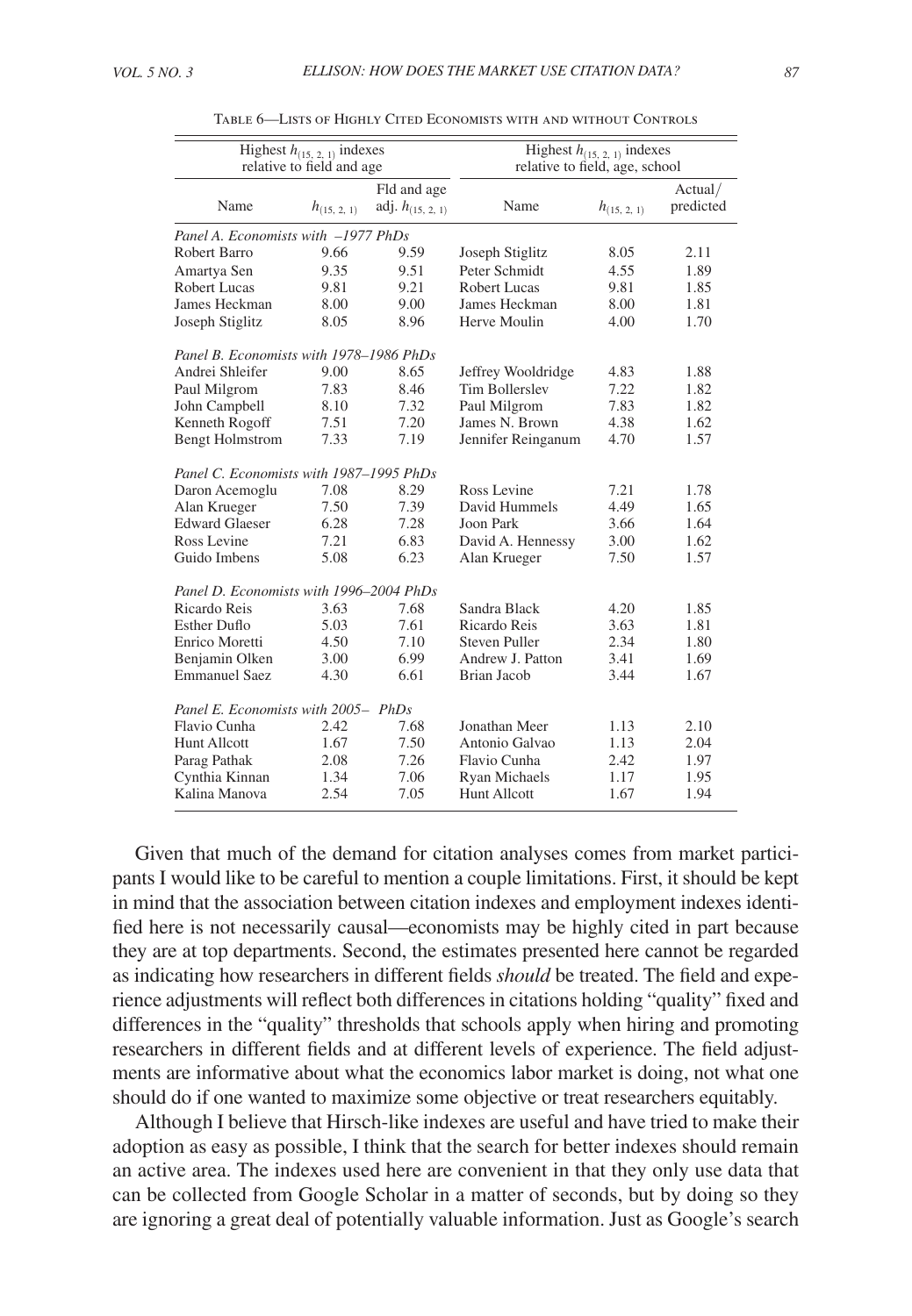Table 6—Lists of Highly Cited Economists with and without Controls

| Highest $h_{(15,2,1)}$ indexes relative to field and age | | | Highest $h_{(15,2,1)}$ indexes relative to field, age, school | | |
|---|---|---|---|---|---|
| Name | $h_{(15,2,1)}$ | Fld and age adj. $h_{(15,2,1)}$ | Name | $h_{(15,2,1)}$ | Actual/ predicted |
| *Panel A. Economists with –1977 PhDs* | | | | | |
| Robert Barro | 9.66 | 9.59 | Joseph Stiglitz | 8.05 | 2.11 |
| Amartya Sen | 9.35 | 9.51 | Peter Schmidt | 4.55 | 1.89 |
| Robert Lucas | 9.81 | 9.21 | Robert Lucas | 9.81 | 1.85 |
| James Heckman | 8.00 | 9.00 | James Heckman | 8.00 | 1.81 |
| Joseph Stiglitz | 8.05 | 8.96 | Herve Moulin | 4.00 | 1.70 |
| *Panel B. Economists with 1978–1986 PhDs* | | | | | |
| Andrei Shleifer | 9.00 | 8.65 | Jeffrey Wooldridge | 4.83 | 1.88 |
| Paul Milgrom | 7.83 | 8.46 | Tim Bollerslev | 7.22 | 1.82 |
| John Campbell | 8.10 | 7.32 | Paul Milgrom | 7.83 | 1.82 |
| Kenneth Rogoff | 7.51 | 7.20 | James N. Brown | 4.38 | 1.62 |
| Bengt Holmstrom | 7.33 | 7.19 | Jennifer Reinganum | 4.70 | 1.57 |
| *Panel C. Economists with 1987–1995 PhDs* | | | | | |
| Daron Acemoglu | 7.08 | 8.29 | Ross Levine | 7.21 | 1.78 |
| Alan Krueger | 7.50 | 7.39 | David Hummels | 4.49 | 1.65 |
| Edward Glaeser | 6.28 | 7.28 | Joon Park | 3.66 | 1.64 |
| Ross Levine | 7.21 | 6.83 | David A. Hennessy | 3.00 | 1.62 |
| Guido Imbens | 5.08 | 6.23 | Alan Krueger | 7.50 | 1.57 |
| *Panel D. Economists with 1996–2004 PhDs* | | | | | |
| Ricardo Reis | 3.63 | 7.68 | Sandra Black | 4.20 | 1.85 |
| Esther Duflo | 5.03 | 7.61 | Ricardo Reis | 3.63 | 1.81 |
| Enrico Moretti | 4.50 | 7.10 | Steven Puller | 2.34 | 1.80 |
| Benjamin Olken | 3.00 | 6.99 | Andrew J. Patton | 3.41 | 1.69 |
| Emmanuel Saez | 4.30 | 6.61 | Brian Jacob | 3.44 | 1.67 |
| *Panel E. Economists with 2005– PhDs* | | | | | |
| Flavio Cunha | 2.42 | 7.68 | Jonathan Meer | 1.13 | 2.10 |
| Hunt Allcott | 1.67 | 7.50 | Antonio Galvao | 1.13 | 2.04 |
| Parag Pathak | 2.08 | 7.26 | Flavio Cunha | 2.42 | 1.97 |
| Cynthia Kinnan | 1.34 | 7.06 | Ryan Michaels | 1.17 | 1.95 |
| Kalina Manova | 2.54 | 7.05 | Hunt Allcott | 1.67 | 1.94 |

Given that much of the demand for citation analyses comes from market participants I would like to be careful to mention a couple limitations. First, it should be kept in mind that the association between citation indexes and employment indexes identified here is not necessarily causal—economists may be highly cited in part because they are at top departments. Second, the estimates presented here cannot be regarded as indicating how researchers in different fields *should* be treated. The field and experience adjustments will reflect both differences in citations holding "quality" fixed and differences in the "quality" thresholds that schools apply when hiring and promoting researchers in different fields and at different levels of experience. The field adjustments are informative about what the economics labor market is doing, not what one should do if one wanted to maximize some objective or treat researchers equitably.

Although I believe that Hirsch-like indexes are useful and have tried to make their adoption as easy as possible, I think that the search for better indexes should remain an active area. The indexes used here are convenient in that they only use data that can be collected from Google Scholar in a matter of seconds, but by doing so they are ignoring a great deal of potentially valuable information. Just as Google's search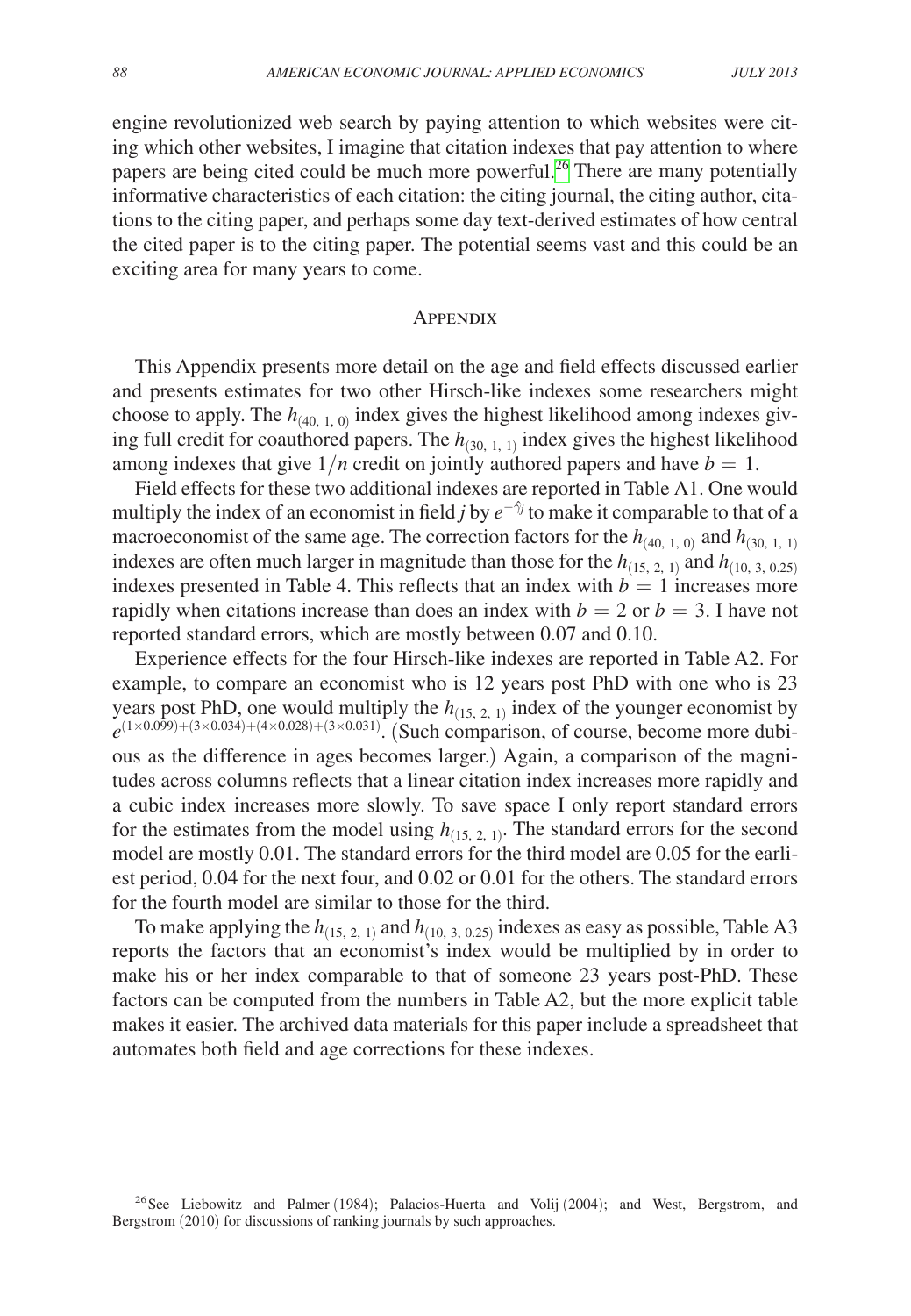engine revolutionized web search by paying attention to which websites were citing which other websites, I imagine that citation indexes that pay attention to where papers are being cited could be much more powerful.[26] There are many potentially informative characteristics of each citation: the citing journal, the citing author, citations to the citing paper, and perhaps some day text-derived estimates of how central the cited paper is to the citing paper. The potential seems vast and this could be an exciting area for many years to come.

## Appendix

This Appendix presents more detail on the age and field effects discussed earlier and presents estimates for two other Hirsch-like indexes some researchers might choose to apply. The $h_{(40,\,1,\,0)}$ index gives the highest likelihood among indexes giving full credit for coauthored papers. The $h_{(30,\,1,\,1)}$ index gives the highest likelihood among indexes that give $1/n$ credit on jointly authored papers and have $b = 1$.

Field effects for these two additional indexes are reported in Table A1. One would multiply the index of an economist in field $j$ by $e^{-\hat{\gamma}_j}$ to make it comparable to that of a macroeconomist of the same age. The correction factors for the $h_{(40,\,1,\,0)}$ and $h_{(30,\,1,\,1)}$ indexes are often much larger in magnitude than those for the $h_{(15,\,2,\,1)}$ and $h_{(10,\,3,\,0.25)}$ indexes presented in Table 4. This reflects that an index with $b = 1$ increases more rapidly when citations increase than does an index with $b = 2$ or $b = 3$. I have not reported standard errors, which are mostly between 0.07 and 0.10.

Experience effects for the four Hirsch-like indexes are reported in Table A2. For example, to compare an economist who is 12 years post PhD with one who is 23 years post PhD, one would multiply the $h_{(15,\,2,\,1)}$ index of the younger economist by $e^{(1\times 0.099)+(3\times 0.034)+(4\times 0.028)+(3\times 0.031)}$. (Such comparison, of course, become more dubious as the difference in ages becomes larger.) Again, a comparison of the magnitudes across columns reflects that a linear citation index increases more rapidly and a cubic index increases more slowly. To save space I only report standard errors for the estimates from the model using $h_{(15,\,2,\,1)}$. The standard errors for the second model are mostly 0.01. The standard errors for the third model are 0.05 for the earliest period, 0.04 for the next four, and 0.02 or 0.01 for the others. The standard errors for the fourth model are similar to those for the third.

To make applying the $h_{(15,\,2,\,1)}$ and $h_{(10,\,3,\,0.25)}$ indexes as easy as possible, Table A3 reports the factors that an economist's index would be multiplied by in order to make his or her index comparable to that of someone 23 years post-PhD. These factors can be computed from the numbers in Table A2, but the more explicit table makes it easier. The archived data materials for this paper include a spreadsheet that automates both field and age corrections for these indexes.

[26] See Liebowitz and Palmer (1984); Palacios-Huerta and Volij (2004); and West, Bergstrom, and Bergstrom (2010) for discussions of ranking journals by such approaches.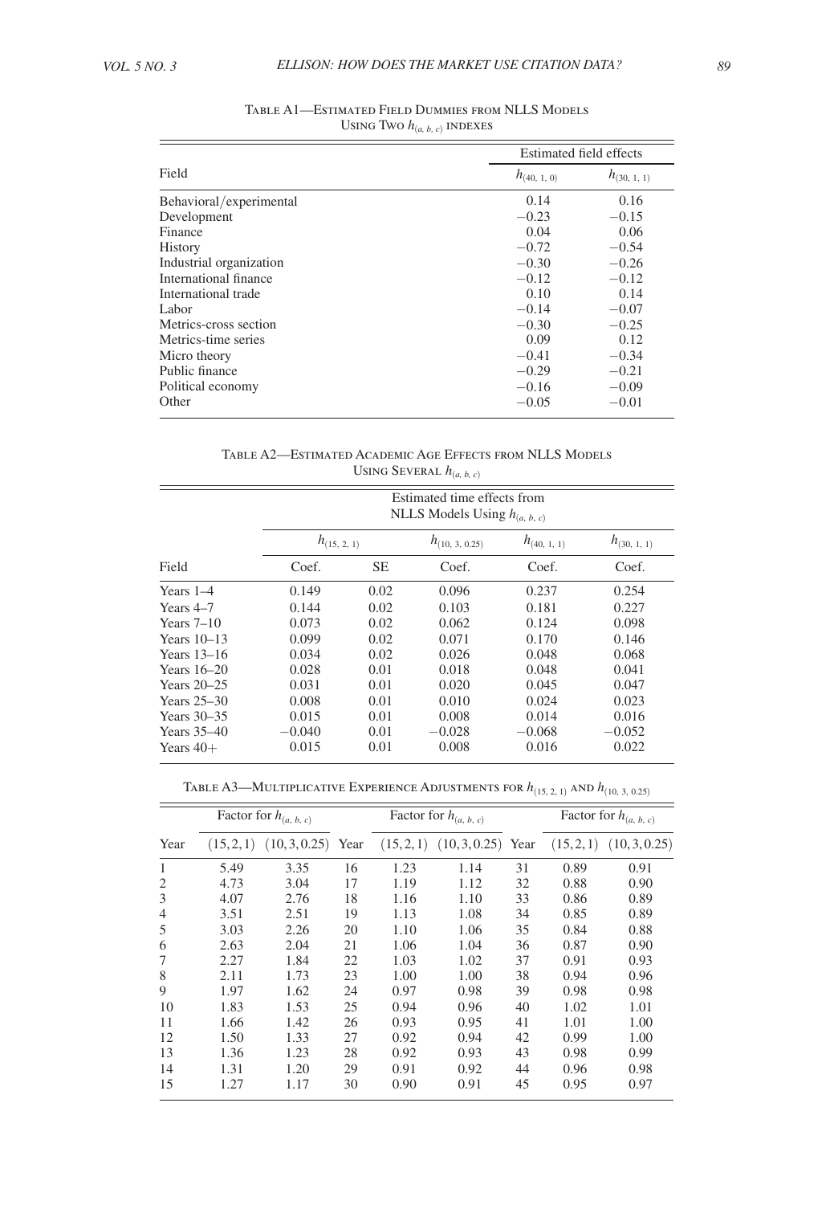Table A1—Estimated Field Dummies from NLLS Models Using Two $h_{(a,b,c)}$ indexes

| Field | Estimated field effects | |
|---|---|---|
| | $h_{(40,1,0)}$ | $h_{(30,1,1)}$ |
| Behavioral/experimental | 0.14 | 0.16 |
| Development | −0.23 | −0.15 |
| Finance | 0.04 | 0.06 |
| History | −0.72 | −0.54 |
| Industrial organization | −0.30 | −0.26 |
| International finance | −0.12 | −0.12 |
| International trade | 0.10 | 0.14 |
| Labor | −0.14 | −0.07 |
| Metrics-cross section | −0.30 | −0.25 |
| Metrics-time series | 0.09 | 0.12 |
| Micro theory | −0.41 | −0.34 |
| Public finance | −0.29 | −0.21 |
| Political economy | −0.16 | −0.09 |
| Other | −0.05 | −0.01 |

Table A2—Estimated Academic Age Effects from NLLS Models Using Several $h_{(a,b,c)}$

| | Estimated time effects from NLLS Models Using $h_{(a,b,c)}$ | | | | |
|---|---|---|---|---|---|
| | $h_{(15,2,1)}$ | | $h_{(10,3,0.25)}$ | $h_{(40,1,1)}$ | $h_{(30,1,1)}$ |
| Field | Coef. | SE | Coef. | Coef. | Coef. |
| Years 1–4 | 0.149 | 0.02 | 0.096 | 0.237 | 0.254 |
| Years 4–7 | 0.144 | 0.02 | 0.103 | 0.181 | 0.227 |
| Years 7–10 | 0.073 | 0.02 | 0.062 | 0.124 | 0.098 |
| Years 10–13 | 0.099 | 0.02 | 0.071 | 0.170 | 0.146 |
| Years 13–16 | 0.034 | 0.02 | 0.026 | 0.048 | 0.068 |
| Years 16–20 | 0.028 | 0.01 | 0.018 | 0.048 | 0.041 |
| Years 20–25 | 0.031 | 0.01 | 0.020 | 0.045 | 0.047 |
| Years 25–30 | 0.008 | 0.01 | 0.010 | 0.024 | 0.023 |
| Years 30–35 | 0.015 | 0.01 | 0.008 | 0.014 | 0.016 |
| Years 35–40 | −0.040 | 0.01 | −0.028 | −0.068 | −0.052 |
| Years 40+ | 0.015 | 0.01 | 0.008 | 0.016 | 0.022 |

Table A3—Multiplicative Experience Adjustments for $h_{(15,2,1)}$ and $h_{(10,3,0.25)}$

| | Factor for $h_{(a,b,c)}$ | | | Factor for $h_{(a,b,c)}$ | | | Factor for $h_{(a,b,c)}$ | |
|---|---|---|---|---|---|---|---|---|
| Year | $(15,2,1)$ | $(10,3,0.25)$ | Year | $(15,2,1)$ | $(10,3,0.25)$ | Year | $(15,2,1)$ | $(10,3,0.25)$ |
| 1 | 5.49 | 3.35 | 16 | 1.23 | 1.14 | 31 | 0.89 | 0.91 |
| 2 | 4.73 | 3.04 | 17 | 1.19 | 1.12 | 32 | 0.88 | 0.90 |
| 3 | 4.07 | 2.76 | 18 | 1.16 | 1.10 | 33 | 0.86 | 0.89 |
| 4 | 3.51 | 2.51 | 19 | 1.13 | 1.08 | 34 | 0.85 | 0.89 |
| 5 | 3.03 | 2.26 | 20 | 1.10 | 1.06 | 35 | 0.84 | 0.88 |
| 6 | 2.63 | 2.04 | 21 | 1.06 | 1.04 | 36 | 0.87 | 0.90 |
| 7 | 2.27 | 1.84 | 22 | 1.03 | 1.02 | 37 | 0.91 | 0.93 |
| 8 | 2.11 | 1.73 | 23 | 1.00 | 1.00 | 38 | 0.94 | 0.96 |
| 9 | 1.97 | 1.62 | 24 | 0.97 | 0.98 | 39 | 0.98 | 0.98 |
| 10 | 1.83 | 1.53 | 25 | 0.94 | 0.96 | 40 | 1.02 | 1.01 |
| 11 | 1.66 | 1.42 | 26 | 0.93 | 0.95 | 41 | 1.01 | 1.00 |
| 12 | 1.50 | 1.33 | 27 | 0.92 | 0.94 | 42 | 0.99 | 1.00 |
| 13 | 1.36 | 1.23 | 28 | 0.92 | 0.93 | 43 | 0.98 | 0.99 |
| 14 | 1.31 | 1.20 | 29 | 0.91 | 0.92 | 44 | 0.96 | 0.98 |
| 15 | 1.27 | 1.17 | 30 | 0.90 | 0.91 | 45 | 0.95 | 0.97 |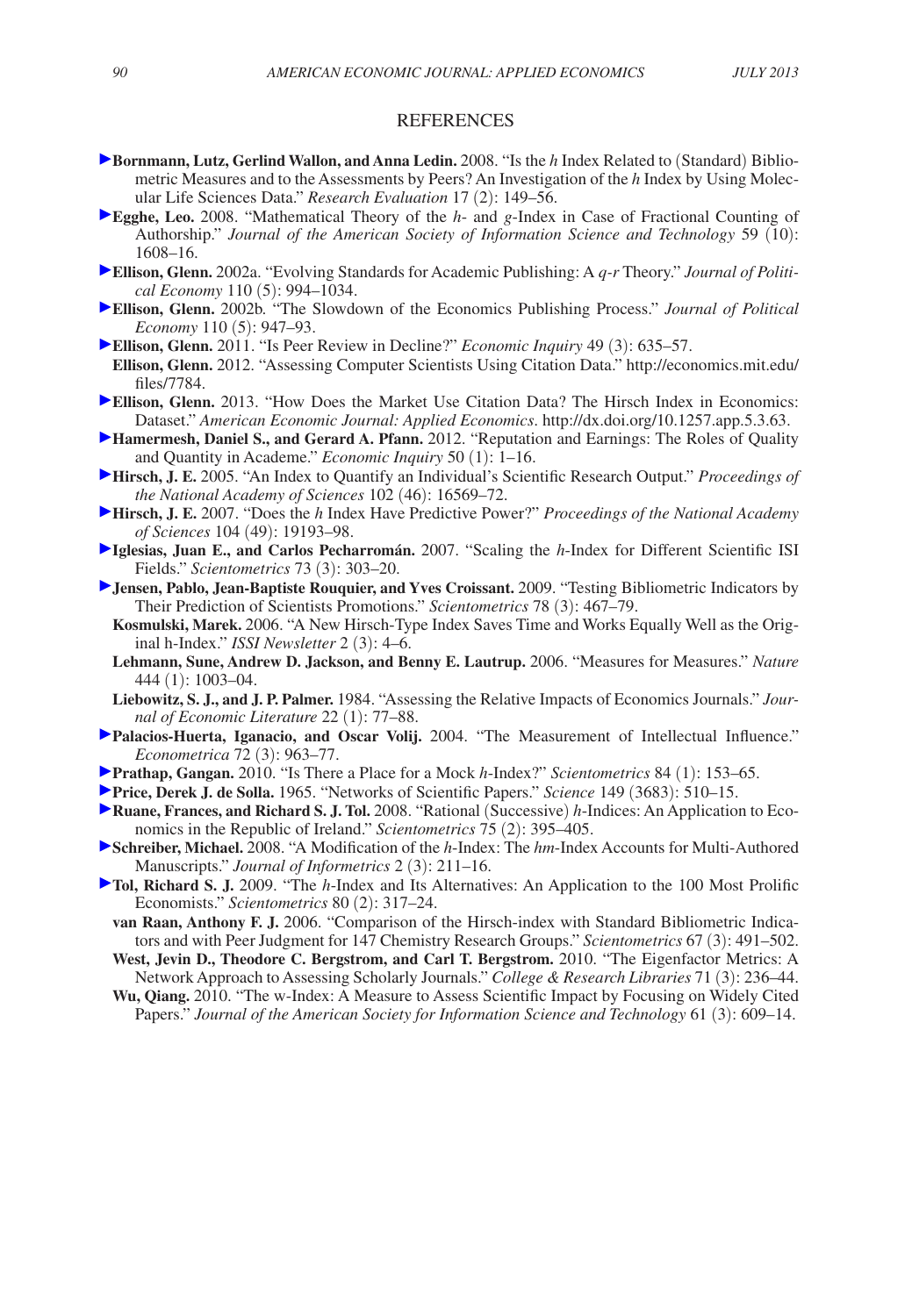## REFERENCES

**Bornmann, Lutz, Gerlind Wallon, and Anna Ledin.** 2008. "Is the *h* Index Related to (Standard) Bibliometric Measures and to the Assessments by Peers? An Investigation of the *h* Index by Using Molecular Life Sciences Data." *Research Evaluation* 17 (2): 149–56.

**Egghe, Leo.** 2008. "Mathematical Theory of the *h*- and *g*-Index in Case of Fractional Counting of Authorship." *Journal of the American Society of Information Science and Technology* 59 (10): 1608–16.

**Ellison, Glenn.** 2002a. "Evolving Standards for Academic Publishing: A *q-r* Theory." *Journal of Political Economy* 110 (5): 994–1034.

**Ellison, Glenn.** 2002b. "The Slowdown of the Economics Publishing Process." *Journal of Political Economy* 110 (5): 947–93.

**Ellison, Glenn.** 2011. "Is Peer Review in Decline?" *Economic Inquiry* 49 (3): 635–57.

**Ellison, Glenn.** 2012. "Assessing Computer Scientists Using Citation Data." http://economics.mit.edu/files/7784.

**Ellison, Glenn.** 2013. "How Does the Market Use Citation Data? The Hirsch Index in Economics: Dataset." *American Economic Journal: Applied Economics*. http://dx.doi.org/10.1257.app.5.3.63.

**Hamermesh, Daniel S., and Gerard A. Pfann.** 2012. "Reputation and Earnings: The Roles of Quality and Quantity in Academe." *Economic Inquiry* 50 (1): 1–16.

**Hirsch, J. E.** 2005. "An Index to Quantify an Individual's Scientific Research Output." *Proceedings of the National Academy of Sciences* 102 (46): 16569–72.

**Hirsch, J. E.** 2007. "Does the *h* Index Have Predictive Power?" *Proceedings of the National Academy of Sciences* 104 (49): 19193–98.

**Iglesias, Juan E., and Carlos Pecharromán.** 2007. "Scaling the *h*-Index for Different Scientific ISI Fields." *Scientometrics* 73 (3): 303–20.

**Jensen, Pablo, Jean-Baptiste Rouquier, and Yves Croissant.** 2009. "Testing Bibliometric Indicators by Their Prediction of Scientists Promotions." *Scientometrics* 78 (3): 467–79.

**Kosmulski, Marek.** 2006. "A New Hirsch-Type Index Saves Time and Works Equally Well as the Original h-Index." *ISSI Newsletter* 2 (3): 4–6.

**Lehmann, Sune, Andrew D. Jackson, and Benny E. Lautrup.** 2006. "Measures for Measures." *Nature* 444 (1): 1003–04.

**Liebowitz, S. J., and J. P. Palmer.** 1984. "Assessing the Relative Impacts of Economics Journals." *Journal of Economic Literature* 22 (1): 77–88.

**Palacios-Huerta, Iganacio, and Oscar Volij.** 2004. "The Measurement of Intellectual Influence." *Econometrica* 72 (3): 963–77.

**Prathap, Gangan.** 2010. "Is There a Place for a Mock *h*-Index?" *Scientometrics* 84 (1): 153–65.

**Price, Derek J. de Solla.** 1965. "Networks of Scientific Papers." *Science* 149 (3683): 510–15.

**Ruane, Frances, and Richard S. J. Tol.** 2008. "Rational (Successive) *h*-Indices: An Application to Economics in the Republic of Ireland." *Scientometrics* 75 (2): 395–405.

**Schreiber, Michael.** 2008. "A Modification of the *h*-Index: The *hm*-Index Accounts for Multi-Authored Manuscripts." *Journal of Informetrics* 2 (3): 211–16.

**Tol, Richard S. J.** 2009. "The *h*-Index and Its Alternatives: An Application to the 100 Most Prolific Economists." *Scientometrics* 80 (2): 317–24.

**van Raan, Anthony F. J.** 2006. "Comparison of the Hirsch-index with Standard Bibliometric Indicators and with Peer Judgment for 147 Chemistry Research Groups." *Scientometrics* 67 (3): 491–502.

**West, Jevin D., Theodore C. Bergstrom, and Carl T. Bergstrom.** 2010. "The Eigenfactor Metrics: A Network Approach to Assessing Scholarly Journals." *College & Research Libraries* 71 (3): 236–44.

**Wu, Qiang.** 2010. "The w-Index: A Measure to Assess Scientific Impact by Focusing on Widely Cited Papers." *Journal of the American Society for Information Science and Technology* 61 (3): 609–14.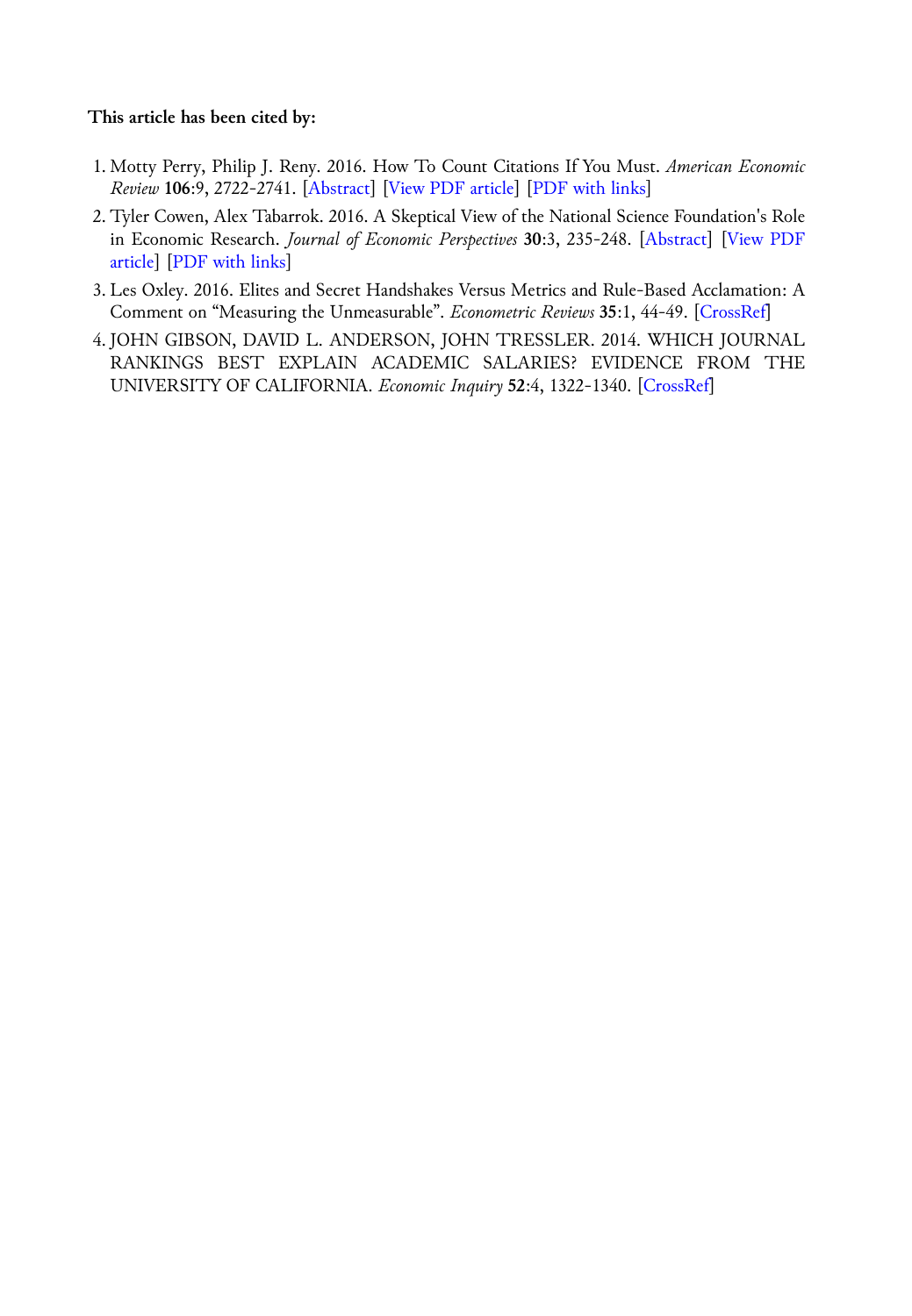**This article has been cited by:**

1. Motty Perry, Philip J. Reny. 2016. How To Count Citations If You Must. *American Economic Review* **106**:9, 2722-2741. [Abstract] [View PDF article] [PDF with links]
2. Tyler Cowen, Alex Tabarrok. 2016. A Skeptical View of the National Science Foundation's Role in Economic Research. *Journal of Economic Perspectives* **30**:3, 235-248. [Abstract] [View PDF article] [PDF with links]
3. Les Oxley. 2016. Elites and Secret Handshakes Versus Metrics and Rule-Based Acclamation: A Comment on "Measuring the Unmeasurable". *Econometric Reviews* **35**:1, 44-49. [CrossRef]
4. JOHN GIBSON, DAVID L. ANDERSON, JOHN TRESSLER. 2014. WHICH JOURNAL RANKINGS BEST EXPLAIN ACADEMIC SALARIES? EVIDENCE FROM THE UNIVERSITY OF CALIFORNIA. *Economic Inquiry* **52**:4, 1322-1340. [CrossRef]